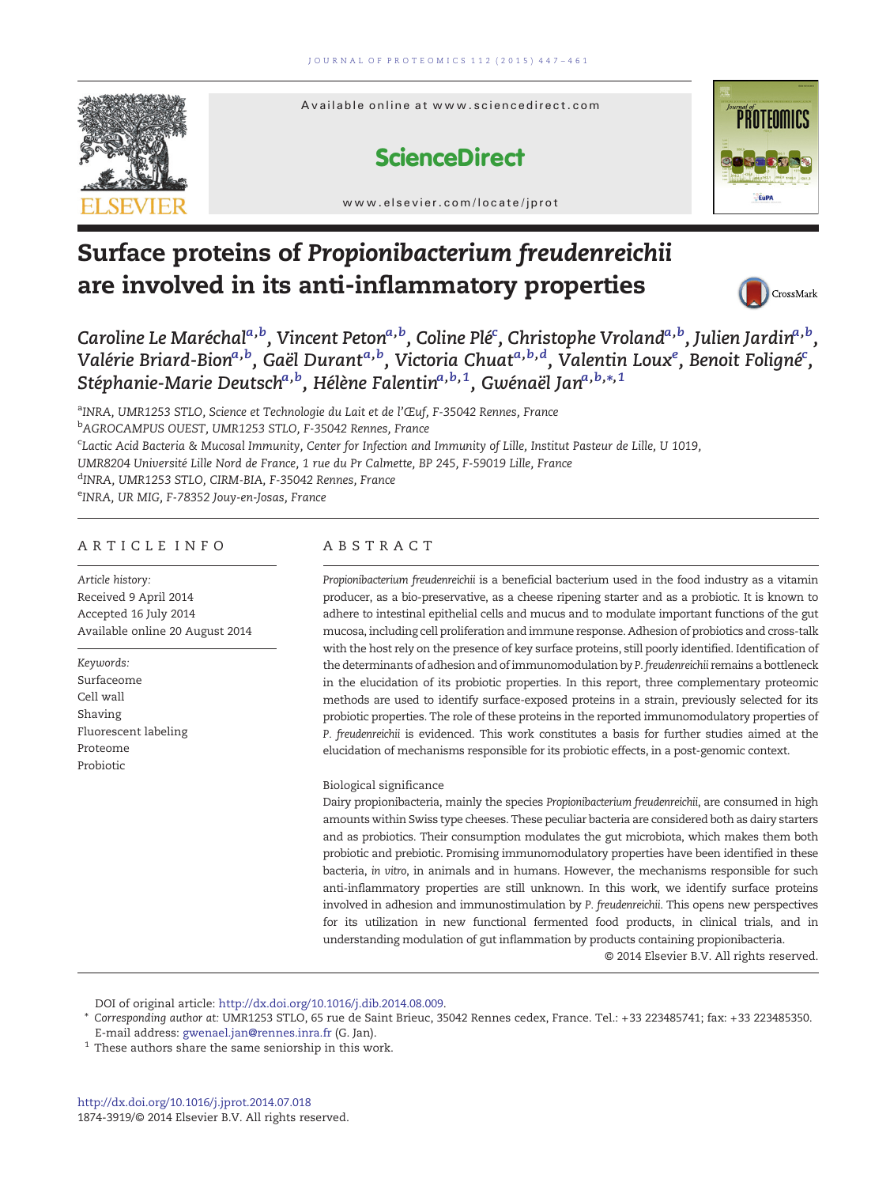# Surface proteins of *Propionibacterium freudenreichii* are involved in its anti-inflammatory properties

Caroline Le Maréchal[a,b], Vincent Peton[a,b], Coline Plé[c], Christophe Vroland[a,b], Julien Jardin[a,b], Valérie Briard-Bion[a,b], Gaël Durant[a,b], Victoria Chuat[a,b,d], Valentin Loux[e], Benoit Foligné[c], Stéphanie-Marie Deutsch[a,b], Hélène Falentin[a,b,1], Gwénaël Jan[a,b,*,1]

[a]INRA, UMR1253 STLO, Science et Technologie du Lait et de l'Œuf, F-35042 Rennes, France
[b]AGROCAMPUS OUEST, UMR1253 STLO, F-35042 Rennes, France
[c]Lactic Acid Bacteria & Mucosal Immunity, Center for Infection and Immunity of Lille, Institut Pasteur de Lille, U 1019, UMR8204 Université Lille Nord de France, 1 rue du Pr Calmette, BP 245, F-59019 Lille, France
[d]INRA, UMR1253 STLO, CIRM-BIA, F-35042 Rennes, France
[e]INRA, UR MIG, F-78352 Jouy-en-Josas, France

## ARTICLE INFO

*Article history:*
Received 9 April 2014
Accepted 16 July 2014
Available online 20 August 2014

*Keywords:*
Surfaceome
Cell wall
Shaving
Fluorescent labeling
Proteome
Probiotic

## ABSTRACT

*Propionibacterium freudenreichii* is a beneficial bacterium used in the food industry as a vitamin producer, as a bio-preservative, as a cheese ripening starter and as a probiotic. It is known to adhere to intestinal epithelial cells and mucus and to modulate important functions of the gut mucosa, including cell proliferation and immune response. Adhesion of probiotics and cross-talk with the host rely on the presence of key surface proteins, still poorly identified. Identification of the determinants of adhesion and of immunomodulation by *P. freudenreichii* remains a bottleneck in the elucidation of its probiotic properties. In this report, three complementary proteomic methods are used to identify surface-exposed proteins in a strain, previously selected for its probiotic properties. The role of these proteins in the reported immunomodulatory properties of *P. freudenreichii* is evidenced. This work constitutes a basis for further studies aimed at the elucidation of mechanisms responsible for its probiotic effects, in a post-genomic context.

Biological significance

Dairy propionibacteria, mainly the species *Propionibacterium freudenreichii*, are consumed in high amounts within Swiss type cheeses. These peculiar bacteria are considered both as dairy starters and as probiotics. Their consumption modulates the gut microbiota, which makes them both probiotic and prebiotic. Promising immunomodulatory properties have been identified in these bacteria, *in vitro*, in animals and in humans. However, the mechanisms responsible for such anti-inflammatory properties are still unknown. In this work, we identify surface proteins involved in adhesion and immunostimulation by *P. freudenreichii*. This opens new perspectives for its utilization in new functional fermented food products, in clinical trials, and in understanding modulation of gut inflammation by products containing propionibacteria.

© 2014 Elsevier B.V. All rights reserved.

---

DOI of original article: http://dx.doi.org/10.1016/j.dib.2014.08.009.

\* *Corresponding author at:* UMR1253 STLO, 65 rue de Saint Brieuc, 35042 Rennes cedex, France. Tel.: +33 223485741; fax: +33 223485350. E-mail address: gwenael.jan@rennes.inra.fr (G. Jan).

[1] These authors share the same seniorship in this work.

http://dx.doi.org/10.1016/j.jprot.2014.07.018
1874-3919/© 2014 Elsevier B.V. All rights reserved.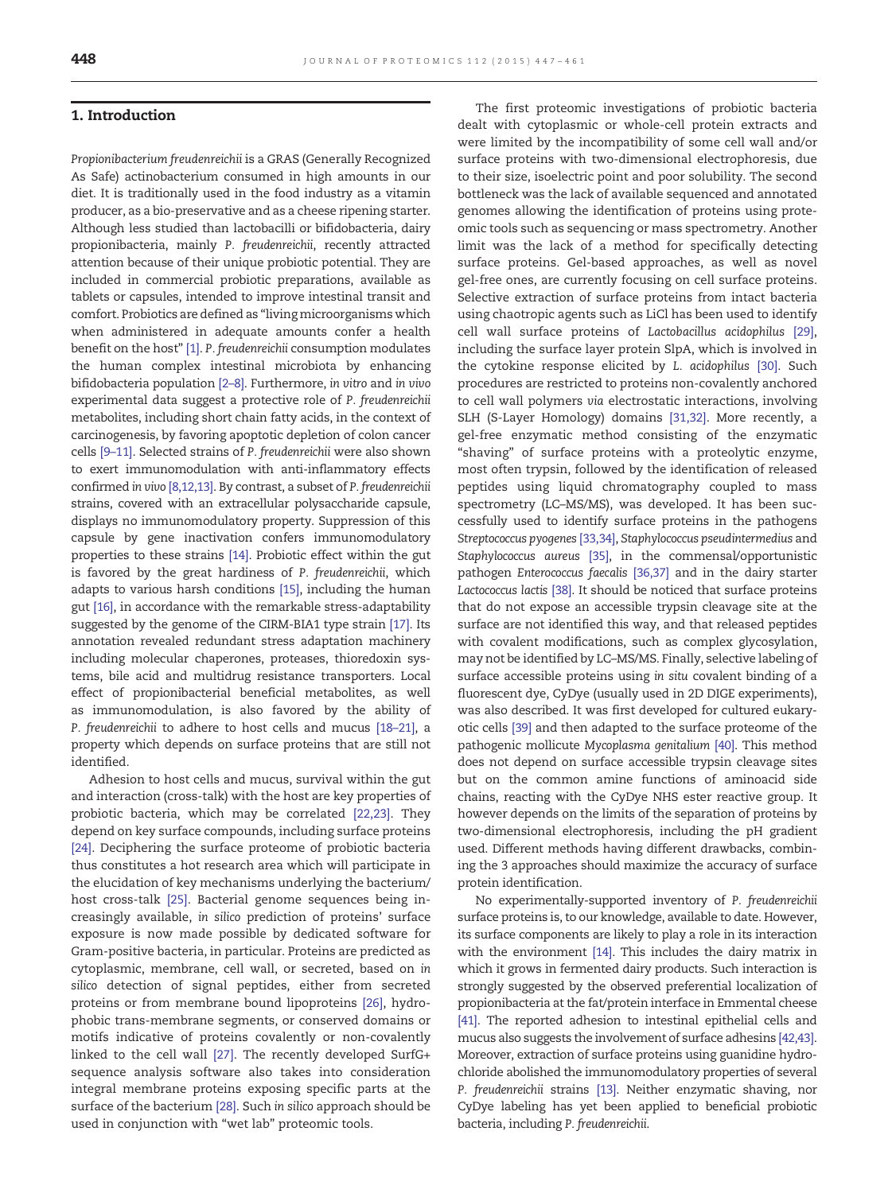## 1. Introduction

*Propionibacterium freudenreichii* is a GRAS (Generally Recognized As Safe) actinobacterium consumed in high amounts in our diet. It is traditionally used in the food industry as a vitamin producer, as a bio-preservative and as a cheese ripening starter. Although less studied than lactobacilli or bifidobacteria, dairy propionibacteria, mainly *P. freudenreichii*, recently attracted attention because of their unique probiotic potential. They are included in commercial probiotic preparations, available as tablets or capsules, intended to improve intestinal transit and comfort. Probiotics are defined as "living microorganisms which when administered in adequate amounts confer a health benefit on the host" [1]. *P. freudenreichii* consumption modulates the human complex intestinal microbiota by enhancing bifidobacteria population [2–8]. Furthermore, *in vitro* and *in vivo* experimental data suggest a protective role of *P. freudenreichii* metabolites, including short chain fatty acids, in the context of carcinogenesis, by favoring apoptotic depletion of colon cancer cells [9–11]. Selected strains of *P. freudenreichii* were also shown to exert immunomodulation with anti-inflammatory effects confirmed *in vivo* [8,12,13]. By contrast, a subset of *P. freudenreichii* strains, covered with an extracellular polysaccharide capsule, displays no immunomodulatory property. Suppression of this capsule by gene inactivation confers immunomodulatory properties to these strains [14]. Probiotic effect within the gut is favored by the great hardiness of *P. freudenreichii*, which adapts to various harsh conditions [15], including the human gut [16], in accordance with the remarkable stress-adaptability suggested by the genome of the CIRM-BIA1 type strain [17]. Its annotation revealed redundant stress adaptation machinery including molecular chaperones, proteases, thioredoxin systems, bile acid and multidrug resistance transporters. Local effect of propionibacterial beneficial metabolites, as well as immunomodulation, is also favored by the ability of *P. freudenreichii* to adhere to host cells and mucus [18–21], a property which depends on surface proteins that are still not identified.

Adhesion to host cells and mucus, survival within the gut and interaction (cross-talk) with the host are key properties of probiotic bacteria, which may be correlated [22,23]. They depend on key surface compounds, including surface proteins [24]. Deciphering the surface proteome of probiotic bacteria thus constitutes a hot research area which will participate in the elucidation of key mechanisms underlying the bacterium/host cross-talk [25]. Bacterial genome sequences being increasingly available, *in silico* prediction of proteins' surface exposure is now made possible by dedicated software for Gram-positive bacteria, in particular. Proteins are predicted as cytoplasmic, membrane, cell wall, or secreted, based on *in silico* detection of signal peptides, either from secreted proteins or from membrane bound lipoproteins [26], hydrophobic trans-membrane segments, or conserved domains or motifs indicative of proteins covalently or non-covalently linked to the cell wall [27]. The recently developed SurfG+ sequence analysis software also takes into consideration integral membrane proteins exposing specific parts at the surface of the bacterium [28]. Such *in silico* approach should be used in conjunction with "wet lab" proteomic tools.

The first proteomic investigations of probiotic bacteria dealt with cytoplasmic or whole-cell protein extracts and were limited by the incompatibility of some cell wall and/or surface proteins with two-dimensional electrophoresis, due to their size, isoelectric point and poor solubility. The second bottleneck was the lack of available sequenced and annotated genomes allowing the identification of proteins using proteomic tools such as sequencing or mass spectrometry. Another limit was the lack of a method for specifically detecting surface proteins. Gel-based approaches, as well as novel gel-free ones, are currently focusing on cell surface proteins. Selective extraction of surface proteins from intact bacteria using chaotropic agents such as LiCl has been used to identify cell wall surface proteins of *Lactobacillus acidophilus* [29], including the surface layer protein SlpA, which is involved in the cytokine response elicited by *L. acidophilus* [30]. Such procedures are restricted to proteins non-covalently anchored to cell wall polymers *via* electrostatic interactions, involving SLH (S-Layer Homology) domains [31,32]. More recently, a gel-free enzymatic method consisting of the enzymatic "shaving" of surface proteins with a proteolytic enzyme, most often trypsin, followed by the identification of released peptides using liquid chromatography coupled to mass spectrometry (LC–MS/MS), was developed. It has been successfully used to identify surface proteins in the pathogens *Streptococcus pyogenes* [33,34], *Staphylococcus pseudintermedius* and *Staphylococcus aureus* [35], in the commensal/opportunistic pathogen *Enterococcus faecalis* [36,37] and in the dairy starter *Lactococcus lactis* [38]. It should be noticed that surface proteins that do not expose an accessible trypsin cleavage site at the surface are not identified this way, and that released peptides with covalent modifications, such as complex glycosylation, may not be identified by LC–MS/MS. Finally, selective labeling of surface accessible proteins using *in situ* covalent binding of a fluorescent dye, CyDye (usually used in 2D DIGE experiments), was also described. It was first developed for cultured eukaryotic cells [39] and then adapted to the surface proteome of the pathogenic mollicute *Mycoplasma genitalium* [40]. This method does not depend on surface accessible trypsin cleavage sites but on the common amine functions of aminoacid side chains, reacting with the CyDye NHS ester reactive group. It however depends on the limits of the separation of proteins by two-dimensional electrophoresis, including the pH gradient used. Different methods having different drawbacks, combining the 3 approaches should maximize the accuracy of surface protein identification.

No experimentally-supported inventory of *P. freudenreichii* surface proteins is, to our knowledge, available to date. However, its surface components are likely to play a role in its interaction with the environment [14]. This includes the dairy matrix in which it grows in fermented dairy products. Such interaction is strongly suggested by the observed preferential localization of propionibacteria at the fat/protein interface in Emmental cheese [41]. The reported adhesion to intestinal epithelial cells and mucus also suggests the involvement of surface adhesins [42,43]. Moreover, extraction of surface proteins using guanidine hydrochloride abolished the immunomodulatory properties of several *P. freudenreichii* strains [13]. Neither enzymatic shaving, nor CyDye labeling has yet been applied to beneficial probiotic bacteria, including *P. freudenreichii*.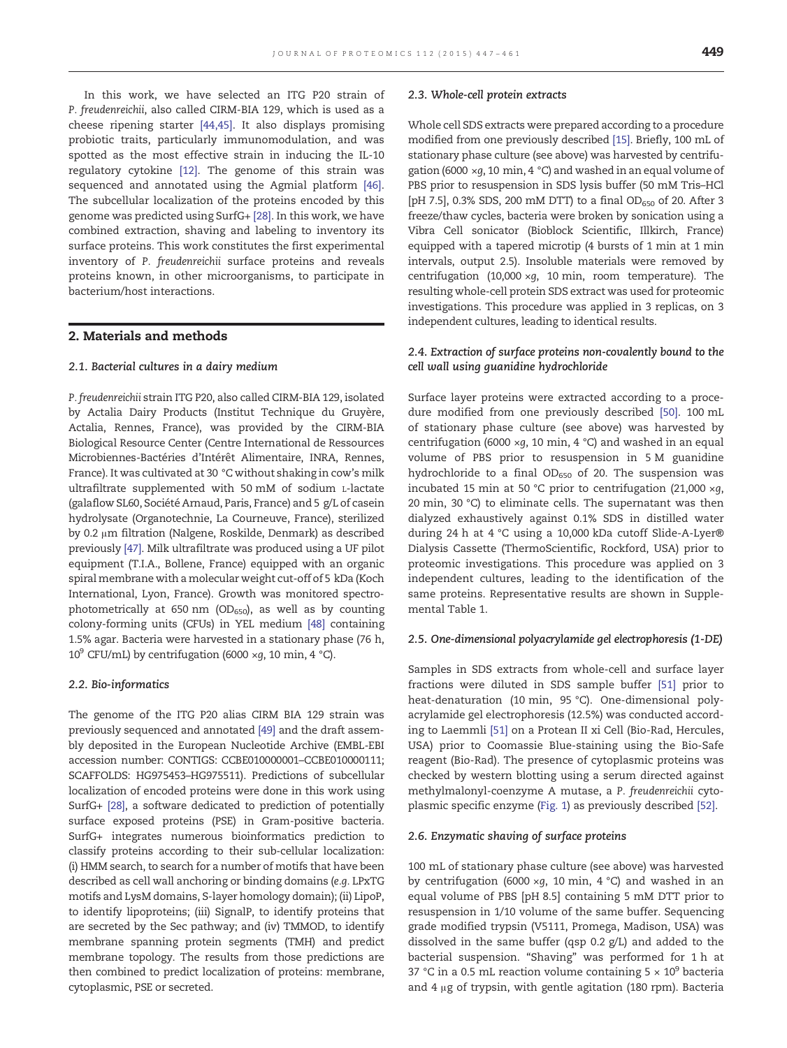In this work, we have selected an ITG P20 strain of *P. freudenreichii*, also called CIRM-BIA 129, which is used as a cheese ripening starter [44,45]. It also displays promising probiotic traits, particularly immunomodulation, and was spotted as the most effective strain in inducing the IL-10 regulatory cytokine [12]. The genome of this strain was sequenced and annotated using the Agmial platform [46]. The subcellular localization of the proteins encoded by this genome was predicted using SurfG+ [28]. In this work, we have combined extraction, shaving and labeling to inventory its surface proteins. This work constitutes the first experimental inventory of *P. freudenreichii* surface proteins and reveals proteins known, in other microorganisms, to participate in bacterium/host interactions.

## 2. Materials and methods

### 2.1. Bacterial cultures in a dairy medium

*P. freudenreichii* strain ITG P20, also called CIRM-BIA 129, isolated by Actalia Dairy Products (Institut Technique du Gruyère, Actalia, Rennes, France), was provided by the CIRM-BIA Biological Resource Center (Centre International de Ressources Microbiennes-Bactéries d'Intérêt Alimentaire, INRA, Rennes, France). It was cultivated at 30 °C without shaking in cow's milk ultrafiltrate supplemented with 50 mM of sodium L-lactate (galaflow SL60, Société Arnaud, Paris, France) and 5 g/L of casein hydrolysate (Organotechnie, La Courneuve, France), sterilized by 0.2 μm filtration (Nalgene, Roskilde, Denmark) as described previously [47]. Milk ultrafiltrate was produced using a UF pilot equipment (T.I.A., Bollene, France) equipped with an organic spiral membrane with a molecular weight cut-off of 5 kDa (Koch International, Lyon, France). Growth was monitored spectrophotometrically at 650 nm ($OD_{650}$), as well as by counting colony-forming units (CFUs) in YEL medium [48] containing 1.5% agar. Bacteria were harvested in a stationary phase (76 h, $10^9$ CFU/mL) by centrifugation (6000 ×*g*, 10 min, 4 °C).

### 2.2. Bio-informatics

The genome of the ITG P20 alias CIRM BIA 129 strain was previously sequenced and annotated [49] and the draft assembly deposited in the European Nucleotide Archive (EMBL-EBI accession number: CONTIGS: CCBE010000001–CCBE010000111; SCAFFOLDS: HG975453–HG975511). Predictions of subcellular localization of encoded proteins were done in this work using SurfG+ [28], a software dedicated to prediction of potentially surface exposed proteins (PSE) in Gram-positive bacteria. SurfG+ integrates numerous bioinformatics prediction to classify proteins according to their sub-cellular localization: (i) HMM search, to search for a number of motifs that have been described as cell wall anchoring or binding domains (*e.g.* LPxTG motifs and LysM domains, S-layer homology domain); (ii) LipoP, to identify lipoproteins; (iii) SignalP, to identify proteins that are secreted by the Sec pathway; and (iv) TMMOD, to identify membrane spanning protein segments (TMH) and predict membrane topology. The results from those predictions are then combined to predict localization of proteins: membrane, cytoplasmic, PSE or secreted.

### 2.3. Whole-cell protein extracts

Whole cell SDS extracts were prepared according to a procedure modified from one previously described [15]. Briefly, 100 mL of stationary phase culture (see above) was harvested by centrifugation (6000 ×*g*, 10 min, 4 °C) and washed in an equal volume of PBS prior to resuspension in SDS lysis buffer (50 mM Tris–HCl [pH 7.5], 0.3% SDS, 200 mM DTT) to a final $OD_{650}$ of 20. After 3 freeze/thaw cycles, bacteria were broken by sonication using a Vibra Cell sonicator (Bioblock Scientific, Illkirch, France) equipped with a tapered microtip (4 bursts of 1 min at 1 min intervals, output 2.5). Insoluble materials were removed by centrifugation (10,000 ×*g*, 10 min, room temperature). The resulting whole-cell protein SDS extract was used for proteomic investigations. This procedure was applied in 3 replicas, on 3 independent cultures, leading to identical results.

### 2.4. Extraction of surface proteins non-covalently bound to the cell wall using guanidine hydrochloride

Surface layer proteins were extracted according to a procedure modified from one previously described [50]. 100 mL of stationary phase culture (see above) was harvested by centrifugation (6000 ×*g*, 10 min, 4 °C) and washed in an equal volume of PBS prior to resuspension in 5 M guanidine hydrochloride to a final $OD_{650}$ of 20. The suspension was incubated 15 min at 50 °C prior to centrifugation (21,000 ×*g*, 20 min, 30 °C) to eliminate cells. The supernatant was then dialyzed exhaustively against 0.1% SDS in distilled water during 24 h at 4 °C using a 10,000 kDa cutoff Slide-A-Lyer® Dialysis Cassette (ThermoScientific, Rockford, USA) prior to proteomic investigations. This procedure was applied on 3 independent cultures, leading to the identification of the same proteins. Representative results are shown in Supplemental Table 1.

### 2.5. One-dimensional polyacrylamide gel electrophoresis (1-DE)

Samples in SDS extracts from whole-cell and surface layer fractions were diluted in SDS sample buffer [51] prior to heat-denaturation (10 min, 95 °C). One-dimensional polyacrylamide gel electrophoresis (12.5%) was conducted according to Laemmli [51] on a Protean II xi Cell (Bio-Rad, Hercules, USA) prior to Coomassie Blue-staining using the Bio-Safe reagent (Bio-Rad). The presence of cytoplasmic proteins was checked by western blotting using a serum directed against methylmalonyl-coenzyme A mutase, a *P. freudenreichii* cytoplasmic specific enzyme (Fig. 1) as previously described [52].

### 2.6. Enzymatic shaving of surface proteins

100 mL of stationary phase culture (see above) was harvested by centrifugation (6000 ×*g*, 10 min, 4 °C) and washed in an equal volume of PBS [pH 8.5] containing 5 mM DTT prior to resuspension in 1/10 volume of the same buffer. Sequencing grade modified trypsin (V5111, Promega, Madison, USA) was dissolved in the same buffer (qsp 0.2 g/L) and added to the bacterial suspension. "Shaving" was performed for 1 h at 37 °C in a 0.5 mL reaction volume containing $5 \times 10^9$ bacteria and 4 μg of trypsin, with gentle agitation (180 rpm). Bacteria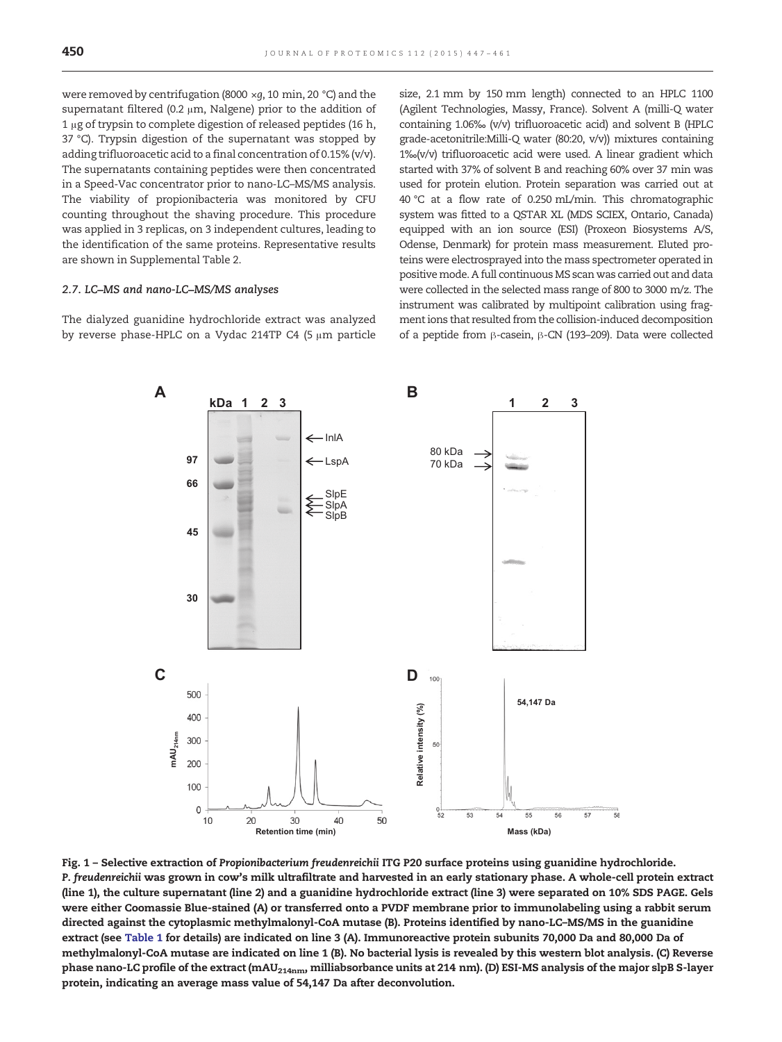were removed by centrifugation (8000 ×g, 10 min, 20 °C) and the supernatant filtered (0.2 μm, Nalgene) prior to the addition of 1 μg of trypsin to complete digestion of released peptides (16 h, 37 °C). Trypsin digestion of the supernatant was stopped by adding trifluoroacetic acid to a final concentration of 0.15% (v/v). The supernatants containing peptides were then concentrated in a Speed-Vac concentrator prior to nano-LC–MS/MS analysis. The viability of propionibacteria was monitored by CFU counting throughout the shaving procedure. This procedure was applied in 3 replicas, on 3 independent cultures, leading to the identification of the same proteins. Representative results are shown in Supplemental Table 2.

### 2.7. LC–MS and nano-LC–MS/MS analyses

The dialyzed guanidine hydrochloride extract was analyzed by reverse phase-HPLC on a Vydac 214TP C4 (5 μm particle size, 2.1 mm by 150 mm length) connected to an HPLC 1100 (Agilent Technologies, Massy, France). Solvent A (milli-Q water containing 1.06‰ (v/v) trifluoroacetic acid) and solvent B (HPLC grade-acetonitrile:Milli-Q water (80:20, v/v)) mixtures containing 1‰(v/v) trifluoroacetic acid were used. A linear gradient which started with 37% of solvent B and reaching 60% over 37 min was used for protein elution. Protein separation was carried out at 40 °C at a flow rate of 0.250 mL/min. This chromatographic system was fitted to a QSTAR XL (MDS SCIEX, Ontario, Canada) equipped with an ion source (ESI) (Proxeon Biosystems A/S, Odense, Denmark) for protein mass measurement. Eluted proteins were electrosprayed into the mass spectrometer operated in positive mode. A full continuous MS scan was carried out and data were collected in the selected mass range of 800 to 3000 m/z. The instrument was calibrated by multipoint calibration using fragment ions that resulted from the collision-induced decomposition of a peptide from β-casein, β-CN (193–209). Data were collected

**Fig. 1 – Selective extraction of *Propionibacterium freudenreichii* ITG P20 surface proteins using guanidine hydrochloride. *P. freudenreichii* was grown in cow's milk ultrafiltrate and harvested in an early stationary phase. A whole-cell protein extract (line 1), the culture supernatant (line 2) and a guanidine hydrochloride extract (line 3) were separated on 10% SDS PAGE. Gels were either Coomassie Blue-stained (A) or transferred onto a PVDF membrane prior to immunolabeling using a rabbit serum directed against the cytoplasmic methylmalonyl-CoA mutase (B). Proteins identified by nano-LC–MS/MS in the guanidine extract (see Table 1 for details) are indicated on line 3 (A). Immunoreactive protein subunits 70,000 Da and 80,000 Da of methylmalonyl-CoA mutase are indicated on line 1 (B). No bacterial lysis is revealed by this western blot analysis. (C) Reverse phase nano-LC profile of the extract (mAU$_{214nm}$, milliabsorbance units at 214 nm). (D) ESI-MS analysis of the major slpB S-layer protein, indicating an average mass value of 54,147 Da after deconvolution.**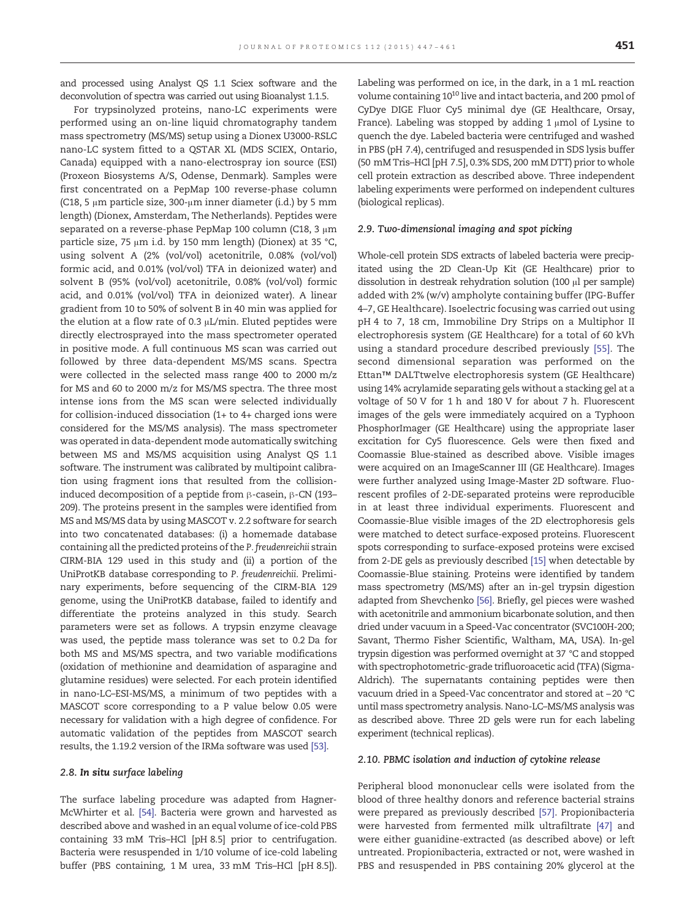and processed using Analyst QS 1.1 Sciex software and the deconvolution of spectra was carried out using Bioanalyst 1.1.5.

For trypsinolyzed proteins, nano-LC experiments were performed using an on-line liquid chromatography tandem mass spectrometry (MS/MS) setup using a Dionex U3000-RSLC nano-LC system fitted to a QSTAR XL (MDS SCIEX, Ontario, Canada) equipped with a nano-electrospray ion source (ESI) (Proxeon Biosystems A/S, Odense, Denmark). Samples were first concentrated on a PepMap 100 reverse-phase column (C18, 5 μm particle size, 300-μm inner diameter (i.d.) by 5 mm length) (Dionex, Amsterdam, The Netherlands). Peptides were separated on a reverse-phase PepMap 100 column (C18, 3 μm particle size, 75 μm i.d. by 150 mm length) (Dionex) at 35 °C, using solvent A (2% (vol/vol) acetonitrile, 0.08% (vol/vol) formic acid, and 0.01% (vol/vol) TFA in deionized water) and solvent B (95% (vol/vol) acetonitrile, 0.08% (vol/vol) formic acid, and 0.01% (vol/vol) TFA in deionized water). A linear gradient from 10 to 50% of solvent B in 40 min was applied for the elution at a flow rate of 0.3 μL/min. Eluted peptides were directly electrosprayed into the mass spectrometer operated in positive mode. A full continuous MS scan was carried out followed by three data-dependent MS/MS scans. Spectra were collected in the selected mass range 400 to 2000 m/z for MS and 60 to 2000 m/z for MS/MS spectra. The three most intense ions from the MS scan were selected individually for collision-induced dissociation (1+ to 4+ charged ions were considered for the MS/MS analysis). The mass spectrometer was operated in data-dependent mode automatically switching between MS and MS/MS acquisition using Analyst QS 1.1 software. The instrument was calibrated by multipoint calibration using fragment ions that resulted from the collision-induced decomposition of a peptide from β-casein, β-CN (193–209). The proteins present in the samples were identified from MS and MS/MS data by using MASCOT v. 2.2 software for search into two concatenated databases: (i) a homemade database containing all the predicted proteins of the *P. freudenreichii* strain CIRM-BIA 129 used in this study and (ii) a portion of the UniProtKB database corresponding to *P. freudenreichii*. Preliminary experiments, before sequencing of the CIRM-BIA 129 genome, using the UniProtKB database, failed to identify and differentiate the proteins analyzed in this study. Search parameters were set as follows. A trypsin enzyme cleavage was used, the peptide mass tolerance was set to 0.2 Da for both MS and MS/MS spectra, and two variable modifications (oxidation of methionine and deamidation of asparagine and glutamine residues) were selected. For each protein identified in nano-LC–ESI-MS/MS, a minimum of two peptides with a MASCOT score corresponding to a P value below 0.05 were necessary for validation with a high degree of confidence. For automatic validation of the peptides from MASCOT search results, the 1.19.2 version of the IRMa software was used [53].

### 2.8. In situ surface labeling

The surface labeling procedure was adapted from Hagner-McWhirter et al. [54]. Bacteria were grown and harvested as described above and washed in an equal volume of ice-cold PBS containing 33 mM Tris–HCl [pH 8.5] prior to centrifugation. Bacteria were resuspended in 1/10 volume of ice-cold labeling buffer (PBS containing, 1 M urea, 33 mM Tris–HCl [pH 8.5]). Labeling was performed on ice, in the dark, in a 1 mL reaction volume containing $10^{10}$ live and intact bacteria, and 200 pmol of CyDye DIGE Fluor Cy5 minimal dye (GE Healthcare, Orsay, France). Labeling was stopped by adding 1 μmol of Lysine to quench the dye. Labeled bacteria were centrifuged and washed in PBS (pH 7.4), centrifuged and resuspended in SDS lysis buffer (50 mM Tris–HCl [pH 7.5], 0.3% SDS, 200 mM DTT) prior to whole cell protein extraction as described above. Three independent labeling experiments were performed on independent cultures (biological replicas).

### 2.9. Two-dimensional imaging and spot picking

Whole-cell protein SDS extracts of labeled bacteria were precipitated using the 2D Clean-Up Kit (GE Healthcare) prior to dissolution in destreak rehydration solution (100 μl per sample) added with 2% (w/v) ampholyte containing buffer (IPG-Buffer 4–7, GE Healthcare). Isoelectric focusing was carried out using pH 4 to 7, 18 cm, Immobiline Dry Strips on a Multiphor II electrophoresis system (GE Healthcare) for a total of 60 kVh using a standard procedure described previously [55]. The second dimensional separation was performed on the Ettan™ DALTtwelve electrophoresis system (GE Healthcare) using 14% acrylamide separating gels without a stacking gel at a voltage of 50 V for 1 h and 180 V for about 7 h. Fluorescent images of the gels were immediately acquired on a Typhoon PhosphorImager (GE Healthcare) using the appropriate laser excitation for Cy5 fluorescence. Gels were then fixed and Coomassie Blue-stained as described above. Visible images were acquired on an ImageScanner III (GE Healthcare). Images were further analyzed using Image-Master 2D software. Fluorescent profiles of 2-DE-separated proteins were reproducible in at least three individual experiments. Fluorescent and Coomassie-Blue visible images of the 2D electrophoresis gels were matched to detect surface-exposed proteins. Fluorescent spots corresponding to surface-exposed proteins were excised from 2-DE gels as previously described [15] when detectable by Coomassie-Blue staining. Proteins were identified by tandem mass spectrometry (MS/MS) after an in-gel trypsin digestion adapted from Shevchenko [56]. Briefly, gel pieces were washed with acetonitrile and ammonium bicarbonate solution, and then dried under vacuum in a Speed-Vac concentrator (SVC100H-200; Savant, Thermo Fisher Scientific, Waltham, MA, USA). In-gel trypsin digestion was performed overnight at 37 °C and stopped with spectrophotometric-grade trifluoroacetic acid (TFA) (Sigma-Aldrich). The supernatants containing peptides were then vacuum dried in a Speed-Vac concentrator and stored at −20 °C until mass spectrometry analysis. Nano-LC–MS/MS analysis was as described above. Three 2D gels were run for each labeling experiment (technical replicas).

### 2.10. PBMC isolation and induction of cytokine release

Peripheral blood mononuclear cells were isolated from the blood of three healthy donors and reference bacterial strains were prepared as previously described [57]. Propionibacteria were harvested from fermented milk ultrafiltrate [47] and were either guanidine-extracted (as described above) or left untreated. Propionibacteria, extracted or not, were washed in PBS and resuspended in PBS containing 20% glycerol at the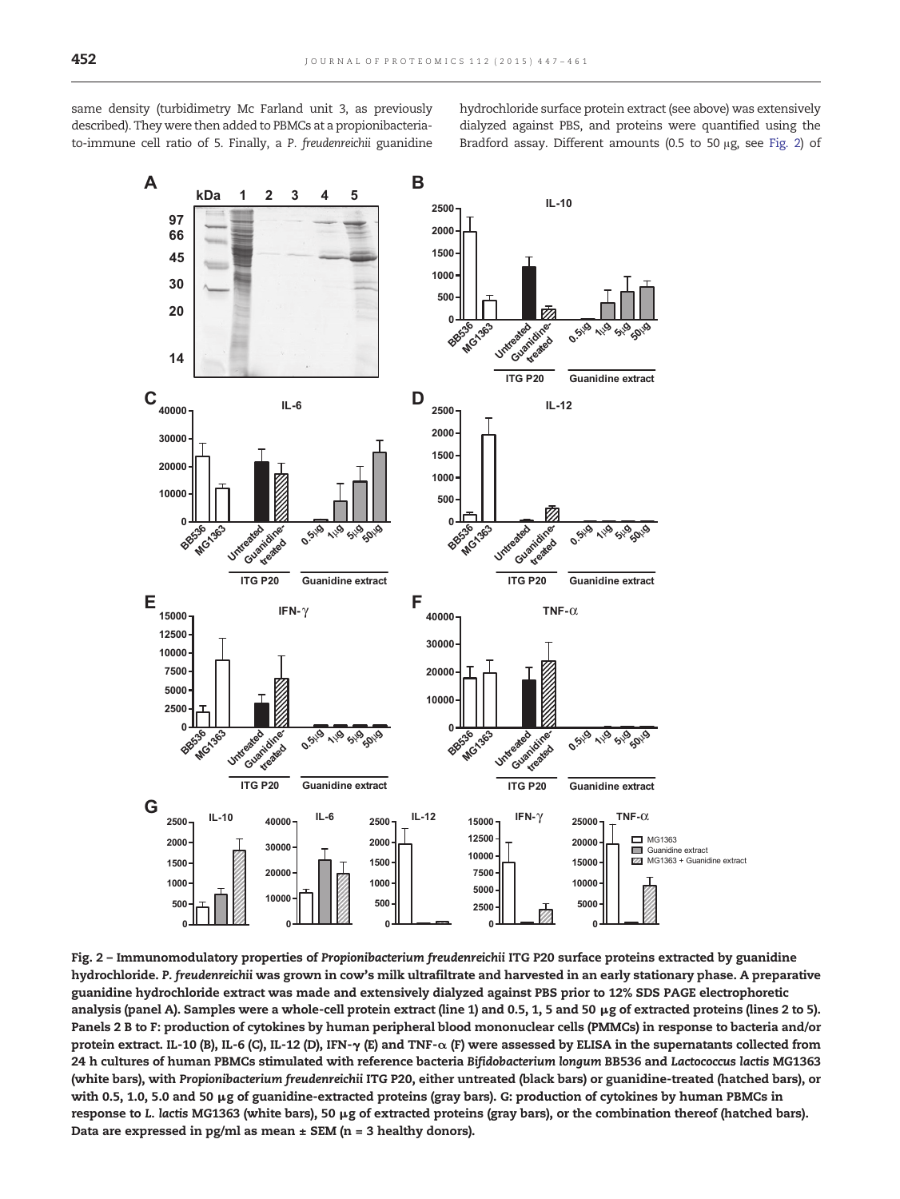same density (turbidimetry Mc Farland unit 3, as previously described). They were then added to PBMCs at a propionibacteria-to-immune cell ratio of 5. Finally, a *P. freudenreichii* guanidine hydrochloride surface protein extract (see above) was extensively dialyzed against PBS, and proteins were quantified using the Bradford assay. Different amounts (0.5 to 50 μg, see Fig. 2) of

**Fig. 2 – Immunomodulatory properties of *Propionibacterium freudenreichii* ITG P20 surface proteins extracted by guanidine hydrochloride. *P. freudenreichii* was grown in cow's milk ultrafiltrate and harvested in an early stationary phase. A preparative guanidine hydrochloride extract was made and extensively dialyzed against PBS prior to 12% SDS PAGE electrophoretic analysis (panel A). Samples were a whole-cell protein extract (line 1) and 0.5, 1, 5 and 50 μg of extracted proteins (lines 2 to 5). Panels 2 B to F: production of cytokines by human peripheral blood mononuclear cells (PMMCs) in response to bacteria and/or protein extract. IL-10 (B), IL-6 (C), IL-12 (D), IFN-γ (E) and TNF-α (F) were assessed by ELISA in the supernatants collected from 24 h cultures of human PBMCs stimulated with reference bacteria *Bifidobacterium longum* BB536 and *Lactococcus lactis* MG1363 (white bars), with *Propionibacterium freudenreichii* ITG P20, either untreated (black bars) or guanidine-treated (hatched bars), or with 0.5, 1.0, 5.0 and 50 μg of guanidine-extracted proteins (gray bars). G: production of cytokines by human PBMCs in response to *L. lactis* MG1363 (white bars), 50 μg of extracted proteins (gray bars), or the combination thereof (hatched bars). Data are expressed in pg/ml as mean ± SEM (n = 3 healthy donors).**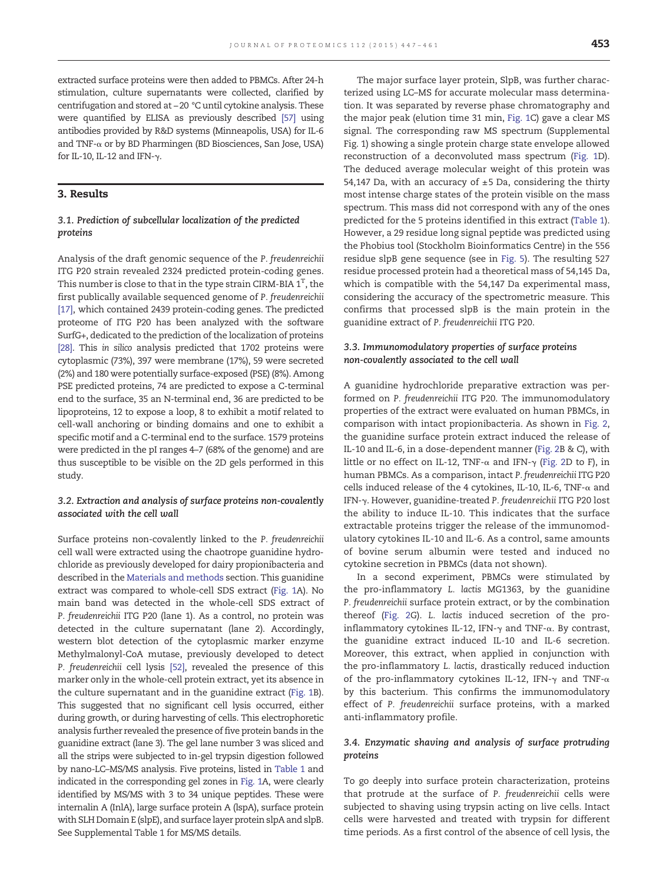extracted surface proteins were then added to PBMCs. After 24-h stimulation, culture supernatants were collected, clarified by centrifugation and stored at −20 °C until cytokine analysis. These were quantified by ELISA as previously described [57] using antibodies provided by R&D systems (Minneapolis, USA) for IL-6 and TNF-α or by BD Pharmingen (BD Biosciences, San Jose, USA) for IL-10, IL-12 and IFN-γ.

## 3. Results

### 3.1. Prediction of subcellular localization of the predicted proteins

Analysis of the draft genomic sequence of the *P. freudenreichii* ITG P20 strain revealed 2324 predicted protein-coding genes. This number is close to that in the type strain CIRM-BIA 1$^T$, the first publically available sequenced genome of *P. freudenreichii* [17], which contained 2439 protein-coding genes. The predicted proteome of ITG P20 has been analyzed with the software SurfG+, dedicated to the prediction of the localization of proteins [28]. This *in silico* analysis predicted that 1702 proteins were cytoplasmic (73%), 397 were membrane (17%), 59 were secreted (2%) and 180 were potentially surface-exposed (PSE) (8%). Among PSE predicted proteins, 74 are predicted to expose a C-terminal end to the surface, 35 an N-terminal end, 36 are predicted to be lipoproteins, 12 to expose a loop, 8 to exhibit a motif related to cell-wall anchoring or binding domains and one to exhibit a specific motif and a C-terminal end to the surface. 1579 proteins were predicted in the pI ranges 4–7 (68% of the genome) and are thus susceptible to be visible on the 2D gels performed in this study.

### 3.2. Extraction and analysis of surface proteins non-covalently associated with the cell wall

Surface proteins non-covalently linked to the *P. freudenreichii* cell wall were extracted using the chaotrope guanidine hydrochloride as previously developed for dairy propionibacteria and described in the Materials and methods section. This guanidine extract was compared to whole-cell SDS extract (Fig. 1A). No main band was detected in the whole-cell SDS extract of *P. freudenreichii* ITG P20 (lane 1). As a control, no protein was detected in the culture supernatant (lane 2). Accordingly, western blot detection of the cytoplasmic marker enzyme Methylmalonyl-CoA mutase, previously developed to detect *P. freudenreichii* cell lysis [52], revealed the presence of this marker only in the whole-cell protein extract, yet its absence in the culture supernatant and in the guanidine extract (Fig. 1B). This suggested that no significant cell lysis occurred, either during growth, or during harvesting of cells. This electrophoretic analysis further revealed the presence of five protein bands in the guanidine extract (lane 3). The gel lane number 3 was sliced and all the strips were subjected to in-gel trypsin digestion followed by nano-LC–MS/MS analysis. Five proteins, listed in Table 1 and indicated in the corresponding gel zones in Fig. 1A, were clearly identified by MS/MS with 3 to 34 unique peptides. These were internalin A (InlA), large surface protein A (lspA), surface protein with SLH Domain E (slpE), and surface layer protein slpA and slpB. See Supplemental Table 1 for MS/MS details.

The major surface layer protein, SlpB, was further characterized using LC–MS for accurate molecular mass determination. It was separated by reverse phase chromatography and the major peak (elution time 31 min, Fig. 1C) gave a clear MS signal. The corresponding raw MS spectrum (Supplemental Fig. 1) showing a single protein charge state envelope allowed reconstruction of a deconvoluted mass spectrum (Fig. 1D). The deduced average molecular weight of this protein was 54,147 Da, with an accuracy of ±5 Da, considering the thirty most intense charge states of the protein visible on the mass spectrum. This mass did not correspond with any of the ones predicted for the 5 proteins identified in this extract (Table 1). However, a 29 residue long signal peptide was predicted using the Phobius tool (Stockholm Bioinformatics Centre) in the 556 residue slpB gene sequence (see in Fig. 5). The resulting 527 residue processed protein had a theoretical mass of 54,145 Da, which is compatible with the 54,147 Da experimental mass, considering the accuracy of the spectrometric measure. This confirms that processed slpB is the main protein in the guanidine extract of *P. freudenreichii* ITG P20.

### 3.3. Immunomodulatory properties of surface proteins non-covalently associated to the cell wall

A guanidine hydrochloride preparative extraction was performed on *P. freudenreichii* ITG P20. The immunomodulatory properties of the extract were evaluated on human PBMCs, in comparison with intact propionibacteria. As shown in Fig. 2, the guanidine surface protein extract induced the release of IL-10 and IL-6, in a dose-dependent manner (Fig. 2B & C), with little or no effect on IL-12, TNF-α and IFN-γ (Fig. 2D to F), in human PBMCs. As a comparison, intact *P. freudenreichii* ITG P20 cells induced release of the 4 cytokines, IL-10, IL-6, TNF-α and IFN-γ. However, guanidine-treated *P. freudenreichii* ITG P20 lost the ability to induce IL-10. This indicates that the surface extractable proteins trigger the release of the immunomodulatory cytokines IL-10 and IL-6. As a control, same amounts of bovine serum albumin were tested and induced no cytokine secretion in PBMCs (data not shown).

In a second experiment, PBMCs were stimulated by the pro-inflammatory *L. lactis* MG1363, by the guanidine *P. freudenreichii* surface protein extract, or by the combination thereof (Fig. 2G). *L. lactis* induced secretion of the pro-inflammatory cytokines IL-12, IFN-γ and TNF-α. By contrast, the guanidine extract induced IL-10 and IL-6 secretion. Moreover, this extract, when applied in conjunction with the pro-inflammatory *L. lactis*, drastically reduced induction of the pro-inflammatory cytokines IL-12, IFN-γ and TNF-α by this bacterium. This confirms the immunomodulatory effect of *P. freudenreichii* surface proteins, with a marked anti-inflammatory profile.

### 3.4. Enzymatic shaving and analysis of surface protruding proteins

To go deeply into surface protein characterization, proteins that protrude at the surface of *P. freudenreichii* cells were subjected to shaving using trypsin acting on live cells. Intact cells were harvested and treated with trypsin for different time periods. As a first control of the absence of cell lysis, the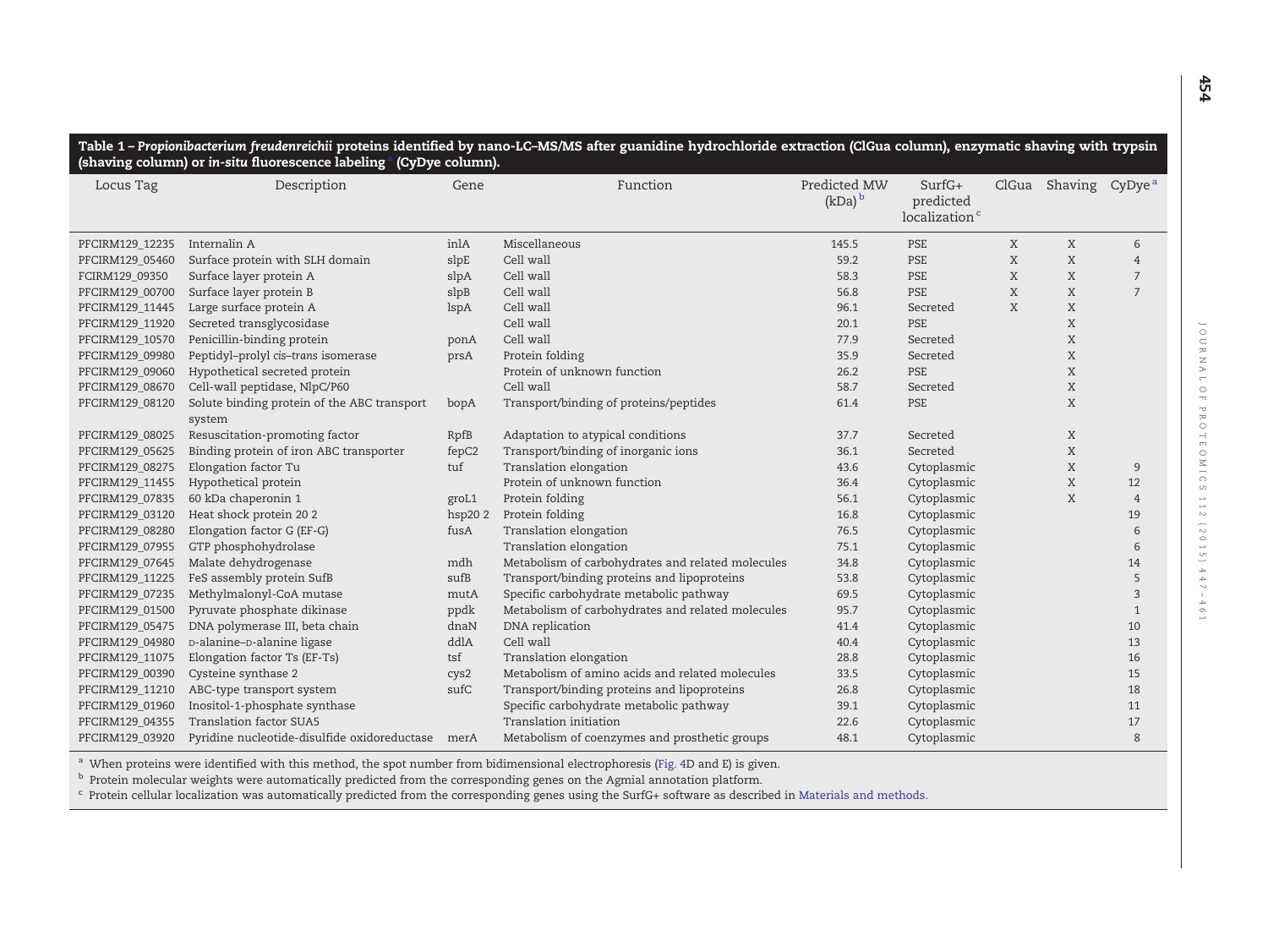**Table 1 – *Propionibacterium freudenreichii* proteins identified by nano-LC–MS/MS after guanidine hydrochloride extraction (ClGua column), enzymatic shaving with trypsin (shaving column) or *in-situ* fluorescence labeling (CyDye column).**

| Locus Tag | Description | Gene | Function | Predicted MW (kDa) [b] | SurfG+ predicted localization [c] | ClGua | Shaving | CyDye [a] |
|---|---|---|---|---|---|---|---|---|
| PFCIRM129_12235 | Internalin A | inlA | Miscellaneous | 145.5 | PSE | X | X | 6 |
| PFCIRM129_05460 | Surface protein with SLH domain | slpE | Cell wall | 59.2 | PSE | X | X | 4 |
| FCIRM129_09350 | Surface layer protein A | slpA | Cell wall | 58.3 | PSE | X | X | 7 |
| PFCIRM129_00700 | Surface layer protein B | slpB | Cell wall | 56.8 | PSE | X | X | 7 |
| PFCIRM129_11445 | Large surface protein A | lspA | Cell wall | 96.1 | Secreted | X | X | |
| PFCIRM129_11920 | Secreted transglycosidase | | Cell wall | 20.1 | PSE | | X | |
| PFCIRM129_10570 | Penicillin-binding protein | ponA | Cell wall | 77.9 | Secreted | | X | |
| PFCIRM129_09980 | Peptidyl–prolyl *cis*–*trans* isomerase | prsA | Protein folding | 35.9 | Secreted | | X | |
| PFCIRM129_09060 | Hypothetical secreted protein | | Protein of unknown function | 26.2 | PSE | | X | |
| PFCIRM129_08670 | Cell-wall peptidase, NlpC/P60 | | Cell wall | 58.7 | Secreted | | X | |
| PFCIRM129_08120 | Solute binding protein of the ABC transport system | bopA | Transport/binding of proteins/peptides | 61.4 | PSE | | X | |
| PFCIRM129_08025 | Resuscitation-promoting factor | RpfB | Adaptation to atypical conditions | 37.7 | Secreted | | X | |
| PFCIRM129_05625 | Binding protein of iron ABC transporter | fepC2 | Transport/binding of inorganic ions | 36.1 | Secreted | | X | |
| PFCIRM129_08275 | Elongation factor Tu | tuf | Translation elongation | 43.6 | Cytoplasmic | | X | 9 |
| PFCIRM129_11455 | Hypothetical protein | | Protein of unknown function | 36.4 | Cytoplasmic | | X | 12 |
| PFCIRM129_07835 | 60 kDa chaperonin 1 | groL1 | Protein folding | 56.1 | Cytoplasmic | | X | 4 |
| PFCIRM129_03120 | Heat shock protein 20 2 | hsp20 2 | Protein folding | 16.8 | Cytoplasmic | | | 19 |
| PFCIRM129_08280 | Elongation factor G (EF-G) | fusA | Translation elongation | 76.5 | Cytoplasmic | | | 6 |
| PFCIRM129_07955 | GTP phosphohydrolase | | Translation elongation | 75.1 | Cytoplasmic | | | 6 |
| PFCIRM129_07645 | Malate dehydrogenase | mdh | Metabolism of carbohydrates and related molecules | 34.8 | Cytoplasmic | | | 14 |
| PFCIRM129_11225 | FeS assembly protein SufB | sufB | Transport/binding proteins and lipoproteins | 53.8 | Cytoplasmic | | | 5 |
| PFCIRM129_07235 | Methylmalonyl-CoA mutase | mutA | Specific carbohydrate metabolic pathway | 69.5 | Cytoplasmic | | | 3 |
| PFCIRM129_01500 | Pyruvate phosphate dikinase | ppdk | Metabolism of carbohydrates and related molecules | 95.7 | Cytoplasmic | | | 1 |
| PFCIRM129_05475 | DNA polymerase III, beta chain | dnaN | DNA replication | 41.4 | Cytoplasmic | | | 10 |
| PFCIRM129_04980 | D-alanine–D-alanine ligase | ddlA | Cell wall | 40.4 | Cytoplasmic | | | 13 |
| PFCIRM129_11075 | Elongation factor Ts (EF-Ts) | tsf | Translation elongation | 28.8 | Cytoplasmic | | | 16 |
| PFCIRM129_00390 | Cysteine synthase 2 | cys2 | Metabolism of amino acids and related molecules | 33.5 | Cytoplasmic | | | 15 |
| PFCIRM129_11210 | ABC-type transport system | sufC | Transport/binding proteins and lipoproteins | 26.8 | Cytoplasmic | | | 18 |
| PFCIRM129_01960 | Inositol-1-phosphate synthase | | Specific carbohydrate metabolic pathway | 39.1 | Cytoplasmic | | | 11 |
| PFCIRM129_04355 | Translation factor SUA5 | | Translation initiation | 22.6 | Cytoplasmic | | | 17 |
| PFCIRM129_03920 | Pyridine nucleotide-disulfide oxidoreductase | merA | Metabolism of coenzymes and prosthetic groups | 48.1 | Cytoplasmic | | | 8 |

[a] When proteins were identified with this method, the spot number from bidimensional electrophoresis (Fig. 4D and E) is given.

[b] Protein molecular weights were automatically predicted from the corresponding genes on the Agmial annotation platform.

[c] Protein cellular localization was automatically predicted from the corresponding genes using the SurfG+ software as described in Materials and methods.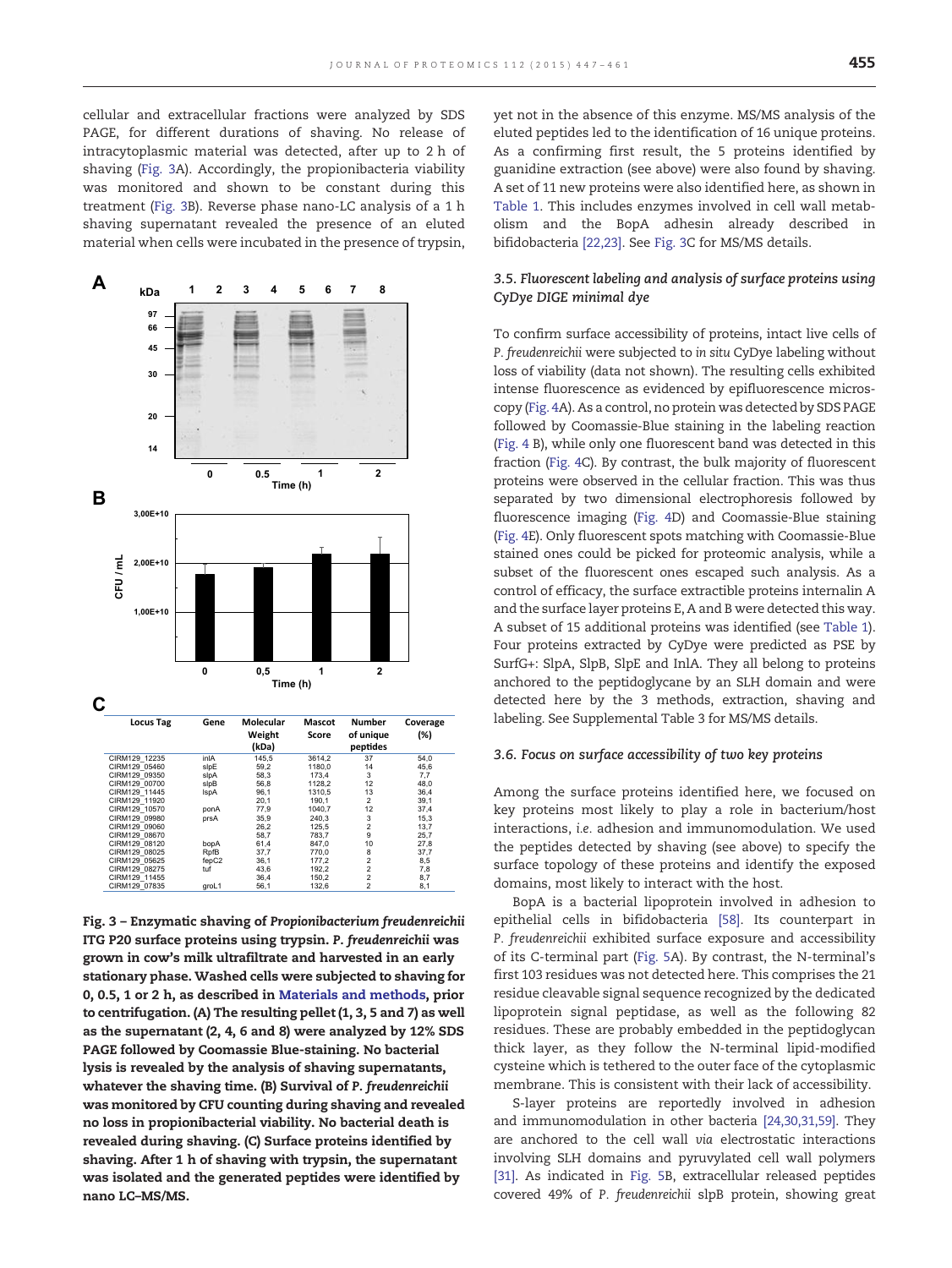cellular and extracellular fractions were analyzed by SDS PAGE, for different durations of shaving. No release of intracytoplasmic material was detected, after up to 2 h of shaving (Fig. 3A). Accordingly, the propionibacteria viability was monitored and shown to be constant during this treatment (Fig. 3B). Reverse phase nano-LC analysis of a 1 h shaving supernatant revealed the presence of an eluted material when cells were incubated in the presence of trypsin, yet not in the absence of this enzyme. MS/MS analysis of the eluted peptides led to the identification of 16 unique proteins. As a confirming first result, the 5 proteins identified by guanidine extraction (see above) were also found by shaving. A set of 11 new proteins were also identified here, as shown in Table 1. This includes enzymes involved in cell wall metabolism and the BopA adhesin already described in bifidobacteria [22,23]. See Fig. 3C for MS/MS details.

C

| Locus Tag | Gene | Molecular Weight (kDa) | Mascot Score | Number of unique peptides | Coverage (%) |
|---|---|---|---|---|---|
| CIRM129_12235 | inlA | 145,5 | 3614,2 | 37 | 54,0 |
| CIRM129_05460 | slpE | 59,2 | 1180,0 | 14 | 45,6 |
| CIRM129_09350 | slpA | 58,3 | 173,4 | 3 | 7,7 |
| CIRM129_00700 | slpB | 56,8 | 1128,2 | 12 | 48,0 |
| CIRM129_11445 | lspA | 96,1 | 1310,5 | 13 | 36,4 |
| CIRM129_11920 | | 20,1 | 190,1 | 2 | 39,1 |
| CIRM129_10570 | ponA | 77,9 | 1040,7 | 12 | 37,4 |
| CIRM129_09980 | prsA | 35,9 | 240,3 | 3 | 15,3 |
| CIRM129_09060 | | 26,2 | 125,5 | 2 | 13,7 |
| CIRM129_08670 | | 58,7 | 783,7 | 9 | 25,7 |
| CIRM129_08120 | bopA | 61,4 | 847,0 | 10 | 27,8 |
| CIRM129_08025 | RpfB | 37,7 | 770,0 | 8 | 37,7 |
| CIRM129_05625 | fepC2 | 36,1 | 177,2 | 2 | 8,5 |
| CIRM129_08275 | tuf | 43,6 | 192,2 | 2 | 7,8 |
| CIRM129_11455 | | 36,4 | 150,2 | 2 | 8,7 |
| CIRM129_07835 | groL1 | 56,1 | 132,6 | 2 | 8,1 |

**Fig. 3 – Enzymatic shaving of *Propionibacterium freudenreichii* ITG P20 surface proteins using trypsin. *P. freudenreichii* was grown in cow's milk ultrafiltrate and harvested in an early stationary phase. Washed cells were subjected to shaving for 0, 0.5, 1 or 2 h, as described in Materials and methods, prior to centrifugation. (A) The resulting pellet (1, 3, 5 and 7) as well as the supernatant (2, 4, 6 and 8) were analyzed by 12% SDS PAGE followed by Coomassie Blue-staining. No bacterial lysis is revealed by the analysis of shaving supernatants, whatever the shaving time. (B) Survival of *P. freudenreichii* was monitored by CFU counting during shaving and revealed no loss in propionibacterial viability. No bacterial death is revealed during shaving. (C) Surface proteins identified by shaving. After 1 h of shaving with trypsin, the supernatant was isolated and the generated peptides were identified by nano LC–MS/MS.**

### 3.5. Fluorescent labeling and analysis of surface proteins using CyDye DIGE minimal dye

To confirm surface accessibility of proteins, intact live cells of *P. freudenreichii* were subjected to *in situ* CyDye labeling without loss of viability (data not shown). The resulting cells exhibited intense fluorescence as evidenced by epifluorescence microscopy (Fig. 4A). As a control, no protein was detected by SDS PAGE followed by Coomassie-Blue staining in the labeling reaction (Fig. 4 B), while only one fluorescent band was detected in this fraction (Fig. 4C). By contrast, the bulk majority of fluorescent proteins were observed in the cellular fraction. This was thus separated by two dimensional electrophoresis followed by fluorescence imaging (Fig. 4D) and Coomassie-Blue staining (Fig. 4E). Only fluorescent spots matching with Coomassie-Blue stained ones could be picked for proteomic analysis, while a subset of the fluorescent ones escaped such analysis. As a control of efficacy, the surface extractible proteins internalin A and the surface layer proteins E, A and B were detected this way. A subset of 15 additional proteins was identified (see Table 1). Four proteins extracted by CyDye were predicted as PSE by SurfG+: SlpA, SlpB, SlpE and InlA. They all belong to proteins anchored to the peptidoglycane by an SLH domain and were detected here by the 3 methods, extraction, shaving and labeling. See Supplemental Table 3 for MS/MS details.

### 3.6. Focus on surface accessibility of two key proteins

Among the surface proteins identified here, we focused on key proteins most likely to play a role in bacterium/host interactions, *i.e.* adhesion and immunomodulation. We used the peptides detected by shaving (see above) to specify the surface topology of these proteins and identify the exposed domains, most likely to interact with the host.

BopA is a bacterial lipoprotein involved in adhesion to epithelial cells in bifidobacteria [58]. Its counterpart in *P. freudenreichii* exhibited surface exposure and accessibility of its C-terminal part (Fig. 5A). By contrast, the N-terminal's first 103 residues was not detected here. This comprises the 21 residue cleavable signal sequence recognized by the dedicated lipoprotein signal peptidase, as well as the following 82 residues. These are probably embedded in the peptidoglycan thick layer, as they follow the N-terminal lipid-modified cysteine which is tethered to the outer face of the cytoplasmic membrane. This is consistent with their lack of accessibility.

S-layer proteins are reportedly involved in adhesion and immunomodulation in other bacteria [24,30,31,59]. They are anchored to the cell wall *via* electrostatic interactions involving SLH domains and pyruvylated cell wall polymers [31]. As indicated in Fig. 5B, extracellular released peptides covered 49% of *P. freudenreichii* slpB protein, showing great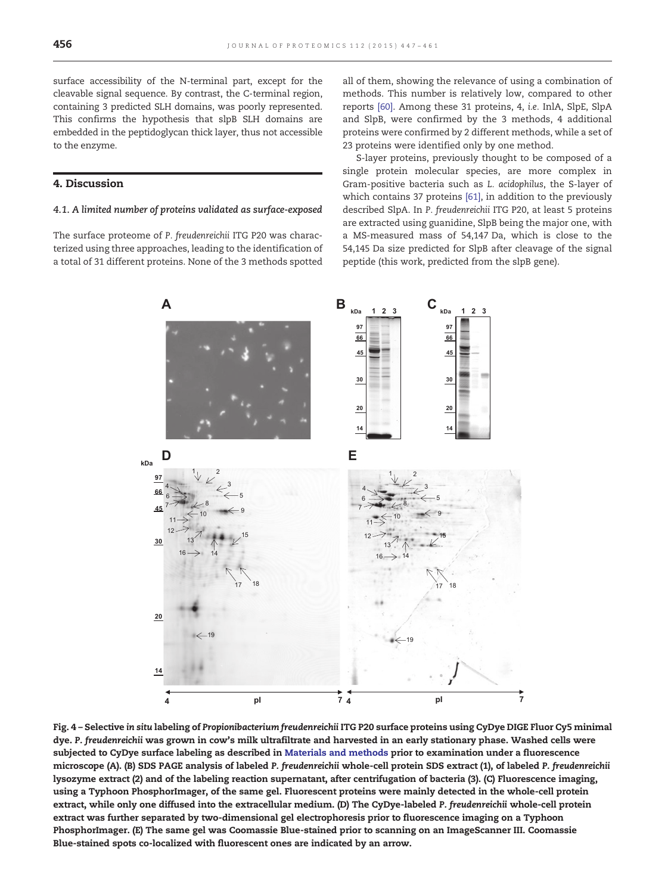surface accessibility of the N-terminal part, except for the cleavable signal sequence. By contrast, the C-terminal region, containing 3 predicted SLH domains, was poorly represented. This confirms the hypothesis that slpB SLH domains are embedded in the peptidoglycan thick layer, thus not accessible to the enzyme.

## 4. Discussion

### 4.1. A limited number of proteins validated as surface-exposed

The surface proteome of *P. freudenreichii* ITG P20 was characterized using three approaches, leading to the identification of a total of 31 different proteins. None of the 3 methods spotted all of them, showing the relevance of using a combination of methods. This number is relatively low, compared to other reports [60]. Among these 31 proteins, 4, *i.e.* InlA, SlpE, SlpA and SlpB, were confirmed by the 3 methods, 4 additional proteins were confirmed by 2 different methods, while a set of 23 proteins were identified only by one method.

S-layer proteins, previously thought to be composed of a single protein molecular species, are more complex in Gram-positive bacteria such as *L. acidophilus*, the S-layer of which contains 37 proteins [61], in addition to the previously described SlpA. In *P. freudenreichii* ITG P20, at least 5 proteins are extracted using guanidine, SlpB being the major one, with a MS-measured mass of 54,147 Da, which is close to the 54,145 Da size predicted for SlpB after cleavage of the signal peptide (this work, predicted from the slpB gene).

**Fig. 4 – Selective *in situ* labeling of *Propionibacterium freudenreichii* ITG P20 surface proteins using CyDye DIGE Fluor Cy5 minimal dye. *P. freudenreichii* was grown in cow's milk ultrafiltrate and harvested in an early stationary phase. Washed cells were subjected to CyDye surface labeling as described in Materials and methods prior to examination under a fluorescence microscope (A). (B) SDS PAGE analysis of labeled *P. freudenreichii* whole-cell protein SDS extract (1), of labeled *P. freudenreichii* lysozyme extract (2) and of the labeling reaction supernatant, after centrifugation of bacteria (3). (C) Fluorescence imaging, using a Typhoon PhosphorImager, of the same gel. Fluorescent proteins were mainly detected in the whole-cell protein extract, while only one diffused into the extracellular medium. (D) The CyDye-labeled *P. freudenreichii* whole-cell protein extract was further separated by two-dimensional gel electrophoresis prior to fluorescence imaging on a Typhoon PhosphorImager. (E) The same gel was Coomassie Blue-stained prior to scanning on an ImageScanner III. Coomassie Blue-stained spots co-localized with fluorescent ones are indicated by an arrow.**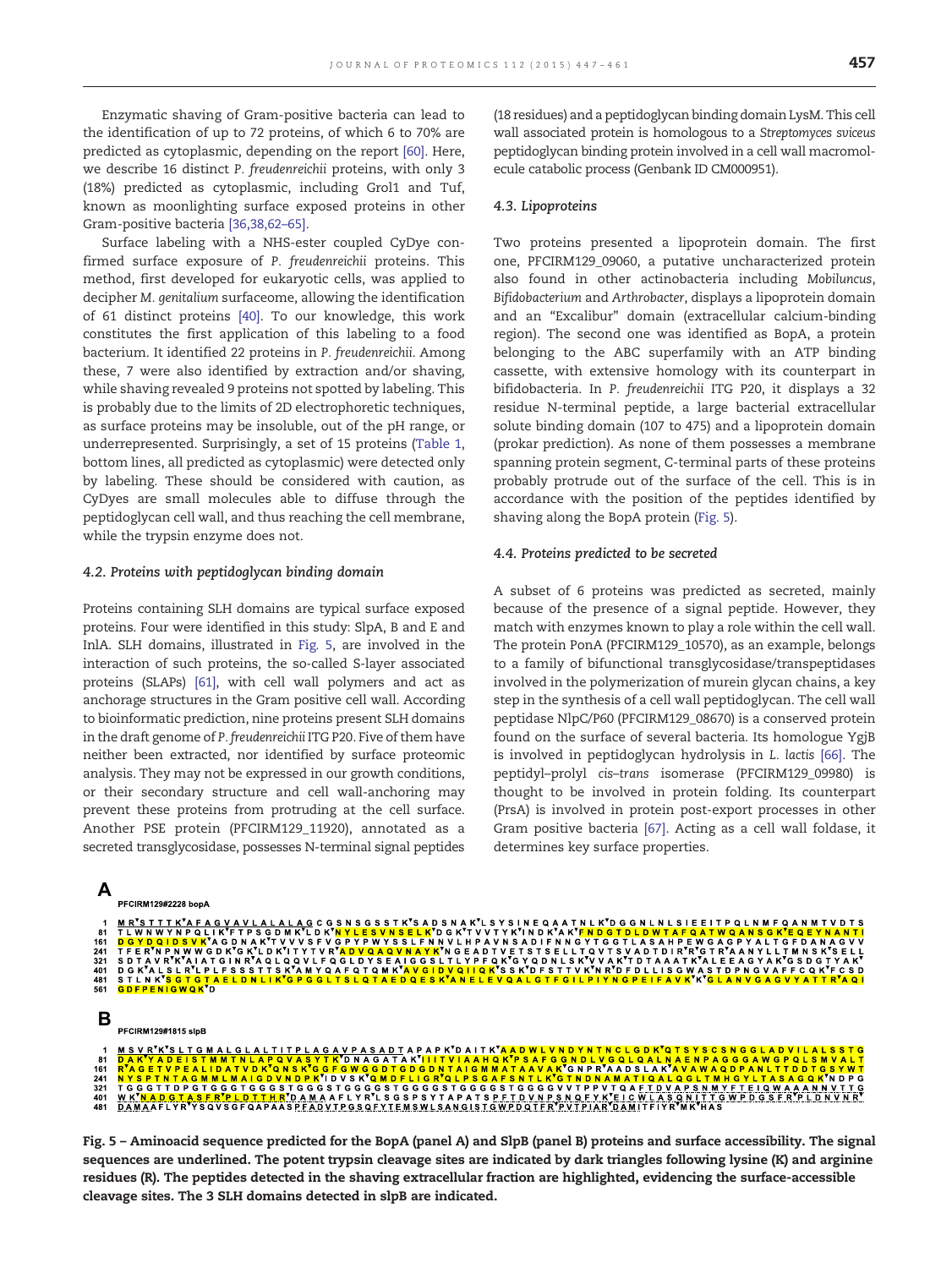Enzymatic shaving of Gram-positive bacteria can lead to the identification of up to 72 proteins, of which 6 to 70% are predicted as cytoplasmic, depending on the report [60]. Here, we describe 16 distinct *P. freudenreichii* proteins, with only 3 (18%) predicted as cytoplasmic, including Grol1 and Tuf, known as moonlighting surface exposed proteins in other Gram-positive bacteria [36,38,62–65].

Surface labeling with a NHS-ester coupled CyDye confirmed surface exposure of *P. freudenreichii* proteins. This method, first developed for eukaryotic cells, was applied to decipher *M. genitalium* surfaceome, allowing the identification of 61 distinct proteins [40]. To our knowledge, this work constitutes the first application of this labeling to a food bacterium. It identified 22 proteins in *P. freudenreichii*. Among these, 7 were also identified by extraction and/or shaving, while shaving revealed 9 proteins not spotted by labeling. This is probably due to the limits of 2D electrophoretic techniques, as surface proteins may be insoluble, out of the pH range, or underrepresented. Surprisingly, a set of 15 proteins (Table 1, bottom lines, all predicted as cytoplasmic) were detected only by labeling. These should be considered with caution, as CyDyes are small molecules able to diffuse through the peptidoglycan cell wall, and thus reaching the cell membrane, while the trypsin enzyme does not.

### 4.2. Proteins with peptidoglycan binding domain

Proteins containing SLH domains are typical surface exposed proteins. Four were identified in this study: SlpA, B and E and InlA. SLH domains, illustrated in Fig. 5, are involved in the interaction of such proteins, the so-called S-layer associated proteins (SLAPs) [61], with cell wall polymers and act as anchorage structures in the Gram positive cell wall. According to bioinformatic prediction, nine proteins present SLH domains in the draft genome of *P. freudenreichii* ITG P20. Five of them have neither been extracted, nor identified by surface proteomic analysis. They may not be expressed in our growth conditions, or their secondary structure and cell wall-anchoring may prevent these proteins from protruding at the cell surface. Another PSE protein (PFCIRM129_11920), annotated as a secreted transglycosidase, possesses N-terminal signal peptides (18 residues) and a peptidoglycan binding domain LysM. This cell wall associated protein is homologous to a *Streptomyces sviceus* peptidoglycan binding protein involved in a cell wall macromolecule catabolic process (Genbank ID CM000951).

### 4.3. Lipoproteins

Two proteins presented a lipoprotein domain. The first one, PFCIRM129_09060, a putative uncharacterized protein also found in other actinobacteria including *Mobiluncus*, *Bifidobacterium* and *Arthrobacter*, displays a lipoprotein domain and an "Excalibur" domain (extracellular calcium-binding region). The second one was identified as BopA, a protein belonging to the ABC superfamily with an ATP binding cassette, with extensive homology with its counterpart in bifidobacteria. In *P. freudenreichii* ITG P20, it displays a 32 residue N-terminal peptide, a large bacterial extracellular solute binding domain (107 to 475) and a lipoprotein domain (prokar prediction). As none of them possesses a membrane spanning protein segment, C-terminal parts of these proteins probably protrude out of the surface of the cell. This is in accordance with the position of the peptides identified by shaving along the BopA protein (Fig. 5).

### 4.4. Proteins predicted to be secreted

A subset of 6 proteins was predicted as secreted, mainly because of the presence of a signal peptide. However, they match with enzymes known to play a role within the cell wall. The protein PonA (PFCIRM129_10570), as an example, belongs to a family of bifunctional transglycosidase/transpeptidases involved in the polymerization of murein glycan chains, a key step in the synthesis of a cell wall peptidoglycan. The cell wall peptidase NlpC/P60 (PFCIRM129_08670) is a conserved protein found on the surface of several bacteria. Its homologue YgjB is involved in peptidoglycan hydrolysis in *L. lactis* [66]. The peptidyl–prolyl *cis–trans* isomerase (PFCIRM129_09980) is thought to be involved in protein folding. Its counterpart (PrsA) is involved in protein post-export processes in other Gram positive bacteria [67]. Acting as a cell wall foldase, it determines key surface properties.

**A** PFCIRM129#2228 bopA

```
1   MRSTTTKAFAGVAVLALALAGCGSNSGSSTKSADSNAKLSYSINEQAATNLKDGGNLNLSIEEITPQLNMFQANMTVDTS
81  TLWNWYNPQLIKFTPSGDMKLDKNYLESVNSELKDGKTVVTYKINDKAKFNDGTDLDWTAFQATWQANSGKEQEYNANTI
161 DGYDQIDSVKAGDNAKTVVVSFVGPYPWYSSLFNNVLHPAVNSADIFNNGYTGGTLASAHPEWGAGPYALTGFDANAGVV
241 TFERNPNWWGDKGKLDKITYTVRADVQAQVNAYKNGEADTVETSTSELLTQVTSVADTDIRRGTRAANYLLTMNSKSELL
321 SDTAVRKAIATGINRAQLQQVLFQGLDYSEAIGGSLTLTYPFQKGYQDNLSKVVAKTDTAAATKALEEAGYAKGSDGTYAK
401 DGKALSLRLPLFSSSTTSKAMYQAFQTQMKAVGIDVQIIQKSSKDFSTTVKNRDFDLLISGWASTDPNGVAFFCQKFCSD
481 STLNKSGTGTAELDNLIKGPGGLTSLQTAEDQESKANELEVQALGTFGILPIYNGPEIFAVKKGLANVGAGVYATTRAQI
561 GDFPENIGWQKD
```

**B** PFCIRM129#1815 slpB

```
1   MSVRKSLTGMALGLALTITPLAGAVPASADTAPAPKDAITKAADWLVNDYNTNCLGDKQTSYSCSNGGLADVILALSSTG
81  DAKYADEISTMMTNLAPQVASYTKDNAGATAKIITVIAAHQKPSAFGGNDLVGQLQALNAENPAGGGAWGPQLSMVALT
161 RAGETVPEALIDATVDKQNSKGGFGWGGDTGDGDNTAIGMMATAAVAKGNPRAADSLAKAVAWAQDPANLTTDDTGSYWT
241 NYSPTNTAGMMLMAIGDVNDPKIDVSKQMDFLIGRQLPSGAFSNTLKGTNDNAMATIQALQGLTMHGYLTASAGQKNDPG
321 TGGGTTDPGTGGGTGGGSTGGGSTGGGGSTGGGGSTGGGGSTGGGGVVTPPVTQAFTDVAPSNMYFTEIQWAAANNVTTG
401 WKNADGTASFRPLDTTHRDAMAAFLYRLSGSPSYTAPATSPFTDVNPSNQFYKEICWLASQNITTGWPDGSFRPLDNVNR
481 DAMAAFLYRYSQVSGFQAPAASPFADVTPGSQFYTEMSWLSANGISTGWPDQTFRPVTPIARDAMITFIYRMKHAS
```

**Fig. 5 – Aminoacid sequence predicted for the BopA (panel A) and SlpB (panel B) proteins and surface accessibility. The signal sequences are underlined. The potent trypsin cleavage sites are indicated by dark triangles following lysine (K) and arginine residues (R). The peptides detected in the shaving extracellular fraction are highlighted, evidencing the surface-accessible cleavage sites. The 3 SLH domains detected in slpB are indicated.**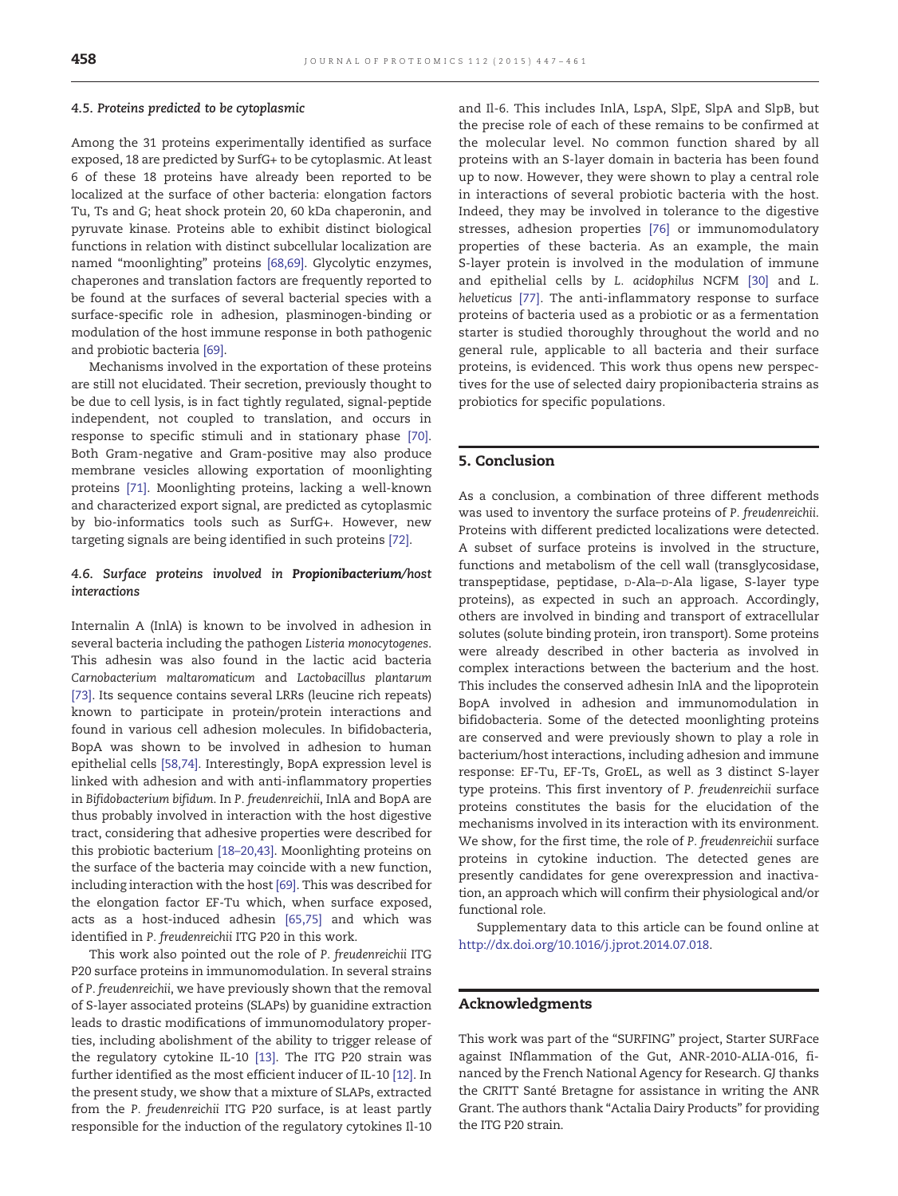### 4.5. Proteins predicted to be cytoplasmic

Among the 31 proteins experimentally identified as surface exposed, 18 are predicted by SurfG+ to be cytoplasmic. At least 6 of these 18 proteins have already been reported to be localized at the surface of other bacteria: elongation factors Tu, Ts and G; heat shock protein 20, 60 kDa chaperonin, and pyruvate kinase. Proteins able to exhibit distinct biological functions in relation with distinct subcellular localization are named "moonlighting" proteins [68,69]. Glycolytic enzymes, chaperones and translation factors are frequently reported to be found at the surfaces of several bacterial species with a surface-specific role in adhesion, plasminogen-binding or modulation of the host immune response in both pathogenic and probiotic bacteria [69].

Mechanisms involved in the exportation of these proteins are still not elucidated. Their secretion, previously thought to be due to cell lysis, is in fact tightly regulated, signal-peptide independent, not coupled to translation, and occurs in response to specific stimuli and in stationary phase [70]. Both Gram-negative and Gram-positive may also produce membrane vesicles allowing exportation of moonlighting proteins [71]. Moonlighting proteins, lacking a well-known and characterized export signal, are predicted as cytoplasmic by bio-informatics tools such as SurfG+. However, new targeting signals are being identified in such proteins [72].

### 4.6. Surface proteins involved in *Propionibacterium*/host interactions

Internalin A (InlA) is known to be involved in adhesion in several bacteria including the pathogen *Listeria monocytogenes*. This adhesin was also found in the lactic acid bacteria *Carnobacterium maltaromaticum* and *Lactobacillus plantarum* [73]. Its sequence contains several LRRs (leucine rich repeats) known to participate in protein/protein interactions and found in various cell adhesion molecules. In bifidobacteria, BopA was shown to be involved in adhesion to human epithelial cells [58,74]. Interestingly, BopA expression level is linked with adhesion and with anti-inflammatory properties in *Bifidobacterium bifidum*. In *P. freudenreichii*, InlA and BopA are thus probably involved in interaction with the host digestive tract, considering that adhesive properties were described for this probiotic bacterium [18–20,43]. Moonlighting proteins on the surface of the bacteria may coincide with a new function, including interaction with the host [69]. This was described for the elongation factor EF-Tu which, when surface exposed, acts as a host-induced adhesin [65,75] and which was identified in *P. freudenreichii* ITG P20 in this work.

This work also pointed out the role of *P. freudenreichii* ITG P20 surface proteins in immunomodulation. In several strains of *P. freudenreichii*, we have previously shown that the removal of S-layer associated proteins (SLAPs) by guanidine extraction leads to drastic modifications of immunomodulatory properties, including abolishment of the ability to trigger release of the regulatory cytokine IL-10 [13]. The ITG P20 strain was further identified as the most efficient inducer of IL-10 [12]. In the present study, we show that a mixture of SLAPs, extracted from the *P. freudenreichii* ITG P20 surface, is at least partly responsible for the induction of the regulatory cytokines Il-10 and Il-6. This includes InlA, LspA, SlpE, SlpA and SlpB, but the precise role of each of these remains to be confirmed at the molecular level. No common function shared by all proteins with an S-layer domain in bacteria has been found up to now. However, they were shown to play a central role in interactions of several probiotic bacteria with the host. Indeed, they may be involved in tolerance to the digestive stresses, adhesion properties [76] or immunomodulatory properties of these bacteria. As an example, the main S-layer protein is involved in the modulation of immune and epithelial cells by *L. acidophilus* NCFM [30] and *L. helveticus* [77]. The anti-inflammatory response to surface proteins of bacteria used as a probiotic or as a fermentation starter is studied thoroughly throughout the world and no general rule, applicable to all bacteria and their surface proteins, is evidenced. This work thus opens new perspectives for the use of selected dairy propionibacteria strains as probiotics for specific populations.

## 5. Conclusion

As a conclusion, a combination of three different methods was used to inventory the surface proteins of *P. freudenreichii*. Proteins with different predicted localizations were detected. A subset of surface proteins is involved in the structure, functions and metabolism of the cell wall (transglycosidase, transpeptidase, peptidase, D-Ala–D-Ala ligase, S-layer type proteins), as expected in such an approach. Accordingly, others are involved in binding and transport of extracellular solutes (solute binding protein, iron transport). Some proteins were already described in other bacteria as involved in complex interactions between the bacterium and the host. This includes the conserved adhesin InlA and the lipoprotein BopA involved in adhesion and immunomodulation in bifidobacteria. Some of the detected moonlighting proteins are conserved and were previously shown to play a role in bacterium/host interactions, including adhesion and immune response: EF-Tu, EF-Ts, GroEL, as well as 3 distinct S-layer type proteins. This first inventory of *P. freudenreichii* surface proteins constitutes the basis for the elucidation of the mechanisms involved in its interaction with its environment. We show, for the first time, the role of *P. freudenreichii* surface proteins in cytokine induction. The detected genes are presently candidates for gene overexpression and inactivation, an approach which will confirm their physiological and/or functional role.

Supplementary data to this article can be found online at http://dx.doi.org/10.1016/j.jprot.2014.07.018.

## Acknowledgments

This work was part of the "SURFING" project, Starter SURFace against INflammation of the Gut, ANR-2010-ALIA-016, financed by the French National Agency for Research. GJ thanks the CRITT Santé Bretagne for assistance in writing the ANR Grant. The authors thank "Actalia Dairy Products" for providing the ITG P20 strain.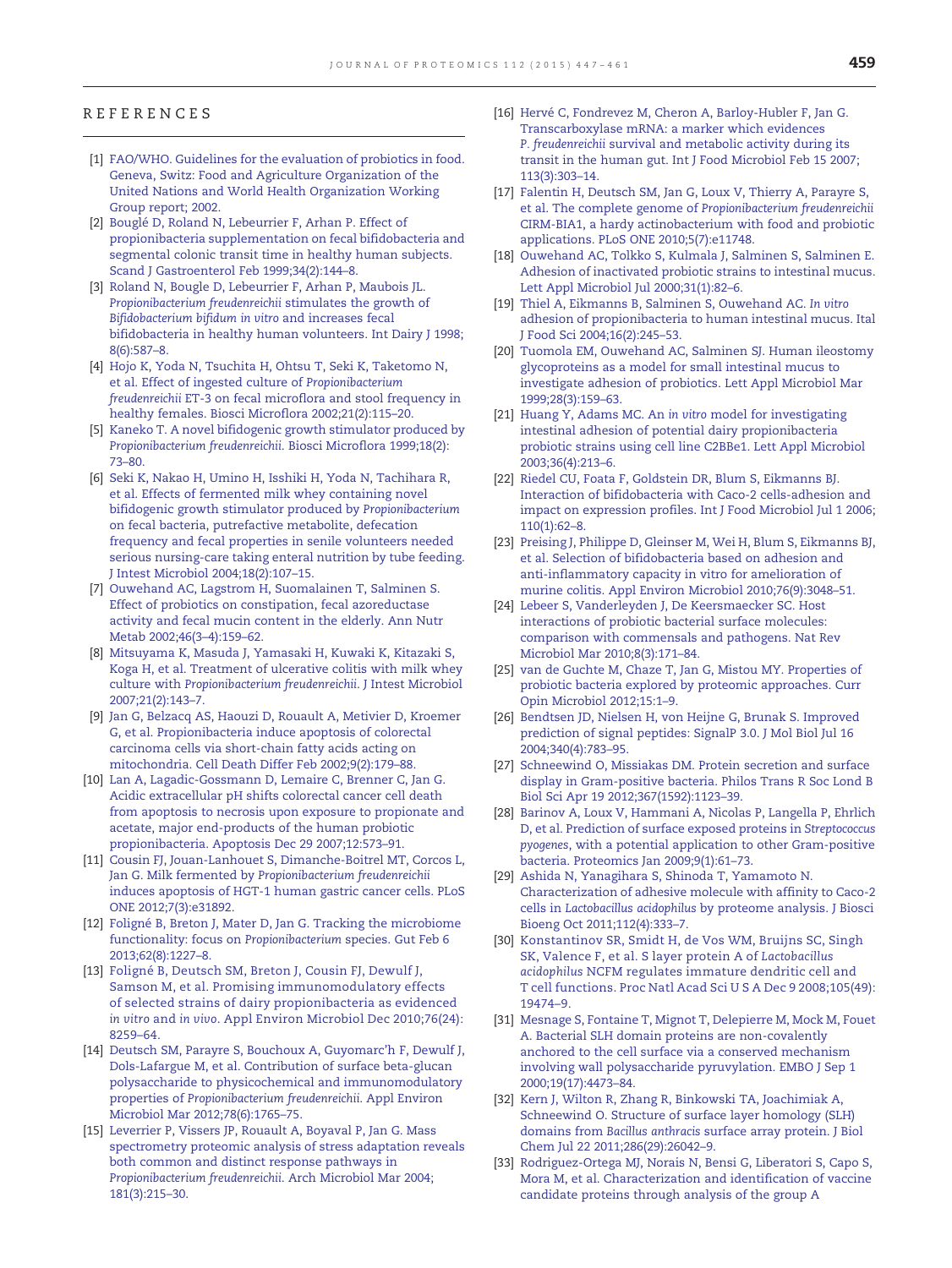## REFERENCES

[1] FAO/WHO. Guidelines for the evaluation of probiotics in food. Geneva, Switz: Food and Agriculture Organization of the United Nations and World Health Organization Working Group report; 2002.

[2] Bouglé D, Roland N, Lebeurrier F, Arhan P. Effect of propionibacteria supplementation on fecal bifidobacteria and segmental colonic transit time in healthy human subjects. Scand J Gastroenterol Feb 1999;34(2):144–8.

[3] Roland N, Bougle D, Lebeurrier F, Arhan P, Maubois JL. *Propionibacterium freudenreichii* stimulates the growth of *Bifidobacterium bifidum in vitro* and increases fecal bifidobacteria in healthy human volunteers. Int Dairy J 1998; 8(6):587–8.

[4] Hojo K, Yoda N, Tsuchita H, Ohtsu T, Seki K, Taketomo N, et al. Effect of ingested culture of *Propionibacterium freudenreichii* ET-3 on fecal microflora and stool frequency in healthy females. Biosci Microflora 2002;21(2):115–20.

[5] Kaneko T. A novel bifidogenic growth stimulator produced by *Propionibacterium freudenreichii*. Biosci Microflora 1999;18(2): 73–80.

[6] Seki K, Nakao H, Umino H, Isshiki H, Yoda N, Tachihara R, et al. Effects of fermented milk whey containing novel bifidogenic growth stimulator produced by *Propionibacterium* on fecal bacteria, putrefactive metabolite, defecation frequency and fecal properties in senile volunteers needed serious nursing-care taking enteral nutrition by tube feeding. J Intest Microbiol 2004;18(2):107–15.

[7] Ouwehand AC, Lagstrom H, Suomalainen T, Salminen S. Effect of probiotics on constipation, fecal azoreductase activity and fecal mucin content in the elderly. Ann Nutr Metab 2002;46(3–4):159–62.

[8] Mitsuyama K, Masuda J, Yamasaki H, Kuwaki K, Kitazaki S, Koga H, et al. Treatment of ulcerative colitis with milk whey culture with *Propionibacterium freudenreichii*. J Intest Microbiol 2007;21(2):143–7.

[9] Jan G, Belzacq AS, Haouzi D, Rouault A, Metivier D, Kroemer G, et al. Propionibacteria induce apoptosis of colorectal carcinoma cells via short-chain fatty acids acting on mitochondria. Cell Death Differ Feb 2002;9(2):179–88.

[10] Lan A, Lagadic-Gossmann D, Lemaire C, Brenner C, Jan G. Acidic extracellular pH shifts colorectal cancer cell death from apoptosis to necrosis upon exposure to propionate and acetate, major end-products of the human probiotic propionibacteria. Apoptosis Dec 29 2007;12:573–91.

[11] Cousin FJ, Jouan-Lanhouet S, Dimanche-Boitrel MT, Corcos L, Jan G. Milk fermented by *Propionibacterium freudenreichii* induces apoptosis of HGT-1 human gastric cancer cells. PLoS ONE 2012;7(3):e31892.

[12] Foligné B, Breton J, Mater D, Jan G. Tracking the microbiome functionality: focus on *Propionibacterium* species. Gut Feb 6 2013;62(8):1227–8.

[13] Foligné B, Deutsch SM, Breton J, Cousin FJ, Dewulf J, Samson M, et al. Promising immunomodulatory effects of selected strains of dairy propionibacteria as evidenced *in vitro* and *in vivo*. Appl Environ Microbiol Dec 2010;76(24): 8259–64.

[14] Deutsch SM, Parayre S, Bouchoux A, Guyomarc'h F, Dewulf J, Dols-Lafargue M, et al. Contribution of surface beta-glucan polysaccharide to physicochemical and immunomodulatory properties of *Propionibacterium freudenreichii*. Appl Environ Microbiol Mar 2012;78(6):1765–75.

[15] Leverrier P, Vissers JP, Rouault A, Boyaval P, Jan G. Mass spectrometry proteomic analysis of stress adaptation reveals both common and distinct response pathways in *Propionibacterium freudenreichii*. Arch Microbiol Mar 2004; 181(3):215–30.

[16] Hervé C, Fondrevez M, Cheron A, Barloy-Hubler F, Jan G. Transcarboxylase mRNA: a marker which evidences *P. freudenreichii* survival and metabolic activity during its transit in the human gut. Int J Food Microbiol Feb 15 2007; 113(3):303–14.

[17] Falentin H, Deutsch SM, Jan G, Loux V, Thierry A, Parayre S, et al. The complete genome of *Propionibacterium freudenreichii* CIRM-BIA1, a hardy actinobacterium with food and probiotic applications. PLoS ONE 2010;5(7):e11748.

[18] Ouwehand AC, Tolkko S, Kulmala J, Salminen S, Salminen E. Adhesion of inactivated probiotic strains to intestinal mucus. Lett Appl Microbiol Jul 2000;31(1):82–6.

[19] Thiel A, Eikmanns B, Salminen S, Ouwehand AC. *In vitro* adhesion of propionibacteria to human intestinal mucus. Ital J Food Sci 2004;16(2):245–53.

[20] Tuomola EM, Ouwehand AC, Salminen SJ. Human ileostomy glycoproteins as a model for small intestinal mucus to investigate adhesion of probiotics. Lett Appl Microbiol Mar 1999;28(3):159–63.

[21] Huang Y, Adams MC. An *in vitro* model for investigating intestinal adhesion of potential dairy propionibacteria probiotic strains using cell line C2BBe1. Lett Appl Microbiol 2003;36(4):213–6.

[22] Riedel CU, Foata F, Goldstein DR, Blum S, Eikmanns BJ. Interaction of bifidobacteria with Caco-2 cells-adhesion and impact on expression profiles. Int J Food Microbiol Jul 1 2006; 110(1):62–8.

[23] Preising J, Philippe D, Gleinser M, Wei H, Blum S, Eikmanns BJ, et al. Selection of bifidobacteria based on adhesion and anti-inflammatory capacity in vitro for amelioration of murine colitis. Appl Environ Microbiol 2010;76(9):3048–51.

[24] Lebeer S, Vanderleyden J, De Keersmaecker SC. Host interactions of probiotic bacterial surface molecules: comparison with commensals and pathogens. Nat Rev Microbiol Mar 2010;8(3):171–84.

[25] van de Guchte M, Chaze T, Jan G, Mistou MY. Properties of probiotic bacteria explored by proteomic approaches. Curr Opin Microbiol 2012;15:1–9.

[26] Bendtsen JD, Nielsen H, von Heijne G, Brunak S. Improved prediction of signal peptides: SignalP 3.0. J Mol Biol Jul 16 2004;340(4):783–95.

[27] Schneewind O, Missiakas DM. Protein secretion and surface display in Gram-positive bacteria. Philos Trans R Soc Lond B Biol Sci Apr 19 2012;367(1592):1123–39.

[28] Barinov A, Loux V, Hammani A, Nicolas P, Langella P, Ehrlich D, et al. Prediction of surface exposed proteins in *Streptococcus pyogenes*, with a potential application to other Gram-positive bacteria. Proteomics Jan 2009;9(1):61–73.

[29] Ashida N, Yanagihara S, Shinoda T, Yamamoto N. Characterization of adhesive molecule with affinity to Caco-2 cells in *Lactobacillus acidophilus* by proteome analysis. J Biosci Bioeng Oct 2011;112(4):333–7.

[30] Konstantinov SR, Smidt H, de Vos WM, Bruijns SC, Singh SK, Valence F, et al. S layer protein A of *Lactobacillus acidophilus* NCFM regulates immature dendritic cell and T cell functions. Proc Natl Acad Sci U S A Dec 9 2008;105(49): 19474–9.

[31] Mesnage S, Fontaine T, Mignot T, Delepierre M, Mock M, Fouet A. Bacterial SLH domain proteins are non-covalently anchored to the cell surface via a conserved mechanism involving wall polysaccharide pyruvylation. EMBO J Sep 1 2000;19(17):4473–84.

[32] Kern J, Wilton R, Zhang R, Binkowski TA, Joachimiak A, Schneewind O. Structure of surface layer homology (SLH) domains from *Bacillus anthracis* surface array protein. J Biol Chem Jul 22 2011;286(29):26042–9.

[33] Rodriguez-Ortega MJ, Norais N, Bensi G, Liberatori S, Capo S, Mora M, et al. Characterization and identification of vaccine candidate proteins through analysis of the group A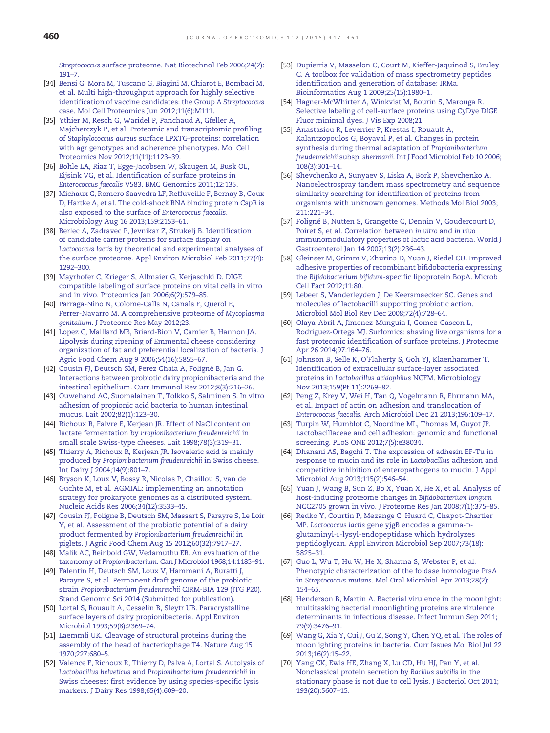*Streptococcus* surface proteome. Nat Biotechnol Feb 2006;24(2): 191–7.

[34] Bensi G, Mora M, Tuscano G, Biagini M, Chiarot E, Bombaci M, et al. Multi high-throughput approach for highly selective identification of vaccine candidates: the Group A *Streptococcus* case. Mol Cell Proteomics Jun 2012;11(6):M111.

[35] Ythier M, Resch G, Waridel P, Panchaud A, Gfeller A, Majcherczyk P, et al. Proteomic and transcriptomic profiling of *Staphylococcus aureus* surface LPXTG-proteins: correlation with agr genotypes and adherence phenotypes. Mol Cell Proteomics Nov 2012;11(11):1123–39.

[36] Bohle LA, Riaz T, Egge-Jacobsen W, Skaugen M, Busk OL, Eijsink VG, et al. Identification of surface proteins in *Enterococcus faecalis* V583. BMC Genomics 2011;12:135.

[37] Michaux C, Romero Saavedra LF, Reffuveille F, Bernay B, Goux D, Hartke A, et al. The cold-shock RNA binding protein CspR is also exposed to the surface of *Enterococcus faecalis*. Microbiology Aug 16 2013;159:2153–61.

[38] Berlec A, Zadravec P, Jevnikar Z, Strukelj B. Identification of candidate carrier proteins for surface display on *Lactococcus lactis* by theoretical and experimental analyses of the surface proteome. Appl Environ Microbiol Feb 2011;77(4): 1292–300.

[39] Mayrhofer C, Krieger S, Allmaier G, Kerjaschki D. DIGE compatible labeling of surface proteins on vital cells in vitro and in vivo. Proteomics Jan 2006;6(2):579–85.

[40] Parraga-Nino N, Colome-Calls N, Canals F, Querol E, Ferrer-Navarro M. A comprehensive proteome of *Mycoplasma genitalium*. J Proteome Res May 2012;23.

[41] Lopez C, Maillard MB, Briard-Bion V, Camier B, Hannon JA. Lipolysis during ripening of Emmental cheese considering organization of fat and preferential localization of bacteria. J Agric Food Chem Aug 9 2006;54(16):5855–67.

[42] Cousin FJ, Deutsch SM, Perez Chaia A, Foligné B, Jan G. Interactions between probiotic dairy propionibacteria and the intestinal epithelium. Curr Immunol Rev 2012;8(3):216–26.

[43] Ouwehand AC, Suomalainen T, Tolkko S, Salminen S. In vitro adhesion of propionic acid bacteria to human intestinal mucus. Lait 2002;82(1):123–30.

[44] Richoux R, Faivre E, Kerjean JR. Effect of NaCl content on lactate fermentation by *Propionibacterium freudenreichii* in small scale Swiss-type cheeses. Lait 1998;78(3):319–31.

[45] Thierry A, Richoux R, Kerjean JR. Isovaleric acid is mainly produced by *Propionibacterium freudenreichii* in Swiss cheese. Int Dairy J 2004;14(9):801–7.

[46] Bryson K, Loux V, Bossy R, Nicolas P, Chaillou S, van de Guchte M, et al. AGMIAL: implementing an annotation strategy for prokaryote genomes as a distributed system. Nucleic Acids Res 2006;34(12):3533–45.

[47] Cousin FJ, Foligne B, Deutsch SM, Massart S, Parayre S, Le Loir Y, et al. Assessment of the probiotic potential of a dairy product fermented by *Propionibacterium freudenreichii* in piglets. J Agric Food Chem Aug 15 2012;60(32):7917–27.

[48] Malik AC, Reinbold GW, Vedamuthu ER. An evaluation of the taxonomy of *Propionibacterium*. Can J Microbiol 1968;14:1185–91.

[49] Falentin H, Deutsch SM, Loux V, Hammani A, Buratti J, Parayre S, et al. Permanent draft genome of the probiotic strain *Propionibacterium freudenreichii* CIRM-BIA 129 (ITG P20). Stand Genomic Sci 2014 (Submitted for publication).

[50] Lortal S, Rouault A, Cesselin B, Sleytr UB. Paracrystalline surface layers of dairy propionibacteria. Appl Environ Microbiol 1993;59(8):2369–74.

[51] Laemmli UK. Cleavage of structural proteins during the assembly of the head of bacteriophage T4. Nature Aug 15 1970;227:680–5.

[52] Valence F, Richoux R, Thierry D, Palva A, Lortal S. Autolysis of *Lactobacillus helveticus* and *Propionibacterium freudenreichii* in Swiss cheeses: first evidence by using species-specific lysis markers. J Dairy Res 1998;65(4):609–20.

[53] Dupierris V, Masselon C, Court M, Kieffer-Jaquinod S, Bruley C. A toolbox for validation of mass spectrometry peptides identification and generation of database: IRMa. Bioinformatics Aug 1 2009;25(15):1980–1.

[54] Hagner-McWhirter A, Winkvist M, Bourin S, Marouga R. Selective labeling of cell-surface proteins using CyDye DIGE Fluor minimal dyes. J Vis Exp 2008;21.

[55] Anastasiou R, Leverrier P, Krestas I, Rouault A, Kalantzopoulos G, Boyaval P, et al. Changes in protein synthesis during thermal adaptation of *Propionibacterium freudenreichii* subsp. *shermanii*. Int J Food Microbiol Feb 10 2006; 108(3):301–14.

[56] Shevchenko A, Sunyaev S, Liska A, Bork P, Shevchenko A. Nanoelectrospray tandem mass spectrometry and sequence similarity searching for identification of proteins from organisms with unknown genomes. Methods Mol Biol 2003; 211:221–34.

[57] Foligné B, Nutten S, Grangette C, Dennin V, Goudercourt D, Poiret S, et al. Correlation between *in vitro* and *in vivo* immunomodulatory properties of lactic acid bacteria. World J Gastroenterol Jan 14 2007;13(2):236–43.

[58] Gleinser M, Grimm V, Zhurina D, Yuan J, Riedel CU. Improved adhesive properties of recombinant bifidobacteria expressing the *Bifidobacterium bifidum*-specific lipoprotein BopA. Microb Cell Fact 2012;11:80.

[59] Lebeer S, Vanderleyden J, De Keersmaecker SC. Genes and molecules of lactobacilli supporting probiotic action. Microbiol Mol Biol Rev Dec 2008;72(4):728–64.

[60] Olaya-Abril A, Jimenez-Munguia I, Gomez-Gascon L, Rodriguez-Ortega MJ. Surfomics: shaving live organisms for a fast proteomic identification of surface proteins. J Proteome Apr 26 2014;97:164–76.

[61] Johnson B, Selle K, O'Flaherty S, Goh YJ, Klaenhammer T. Identification of extracellular surface-layer associated proteins in *Lactobacillus acidophilus* NCFM. Microbiology Nov 2013;159(Pt 11):2269–82.

[62] Peng Z, Krey V, Wei H, Tan Q, Vogelmann R, Ehrmann MA, et al. Impact of actin on adhesion and translocation of *Enterococcus faecalis*. Arch Microbiol Dec 21 2013;196:109–17.

[63] Turpin W, Humblot C, Noordine ML, Thomas M, Guyot JP. Lactobacillaceae and cell adhesion: genomic and functional screening. PLoS ONE 2012;7(5):e38034.

[64] Dhanani AS, Bagchi T. The expression of adhesin EF-Tu in response to mucin and its role in *Lactobacillus* adhesion and competitive inhibition of enteropathogens to mucin. J Appl Microbiol Aug 2013;115(2):546–54.

[65] Yuan J, Wang B, Sun Z, Bo X, Yuan X, He X, et al. Analysis of host-inducing proteome changes in *Bifidobacterium longum* NCC2705 grown in vivo. J Proteome Res Jan 2008;7(1):375–85.

[66] Redko Y, Courtin P, Mezange C, Huard C, Chapot-Chartier MP. *Lactococcus lactis* gene yjgB encodes a gamma-D-glutaminyl-L-lysyl-endopeptidase which hydrolyzes peptidoglycan. Appl Environ Microbiol Sep 2007;73(18): 5825–31.

[67] Guo L, Wu T, Hu W, He X, Sharma S, Webster P, et al. Phenotypic characterization of the foldase homologue PrsA in *Streptococcus mutans*. Mol Oral Microbiol Apr 2013;28(2): 154–65.

[68] Henderson B, Martin A. Bacterial virulence in the moonlight: multitasking bacterial moonlighting proteins are virulence determinants in infectious disease. Infect Immun Sep 2011; 79(9):3476–91.

[69] Wang G, Xia Y, Cui J, Gu Z, Song Y, Chen YQ, et al. The roles of moonlighting proteins in bacteria. Curr Issues Mol Biol Jul 22 2013;16(2):15–22.

[70] Yang CK, Ewis HE, Zhang X, Lu CD, Hu HJ, Pan Y, et al. Nonclassical protein secretion by *Bacillus subtilis* in the stationary phase is not due to cell lysis. J Bacteriol Oct 2011; 193(20):5607–15.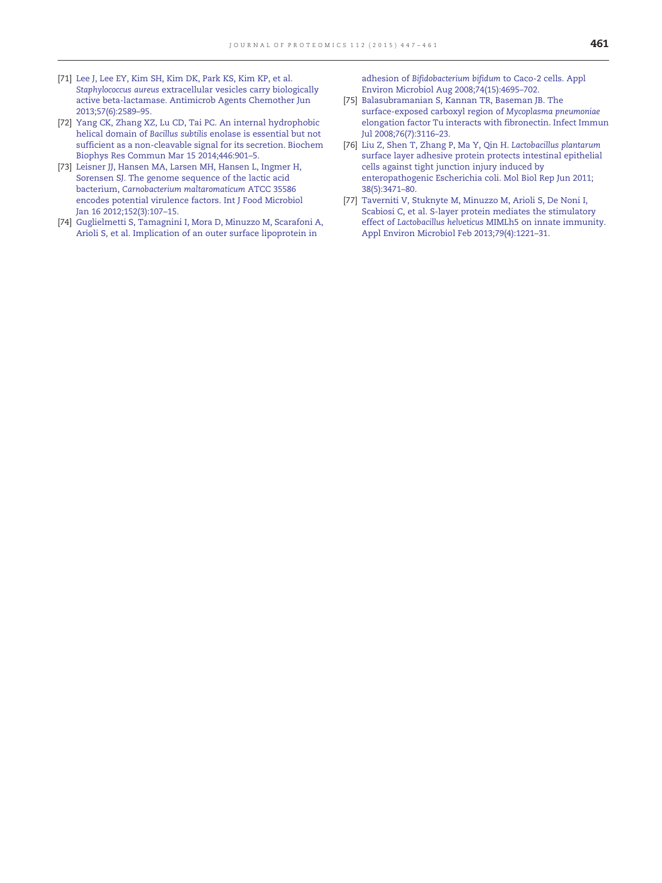[71] Lee J, Lee EY, Kim SH, Kim DK, Park KS, Kim KP, et al. *Staphylococcus aureus* extracellular vesicles carry biologically active beta-lactamase. Antimicrob Agents Chemother Jun 2013;57(6):2589–95.

[72] Yang CK, Zhang XZ, Lu CD, Tai PC. An internal hydrophobic helical domain of *Bacillus subtilis* enolase is essential but not sufficient as a non-cleavable signal for its secretion. Biochem Biophys Res Commun Mar 15 2014;446:901–5.

[73] Leisner JJ, Hansen MA, Larsen MH, Hansen L, Ingmer H, Sorensen SJ. The genome sequence of the lactic acid bacterium, *Carnobacterium maltaromaticum* ATCC 35586 encodes potential virulence factors. Int J Food Microbiol Jan 16 2012;152(3):107–15.

[74] Guglielmetti S, Tamagnini I, Mora D, Minuzzo M, Scarafoni A, Arioli S, et al. Implication of an outer surface lipoprotein in adhesion of *Bifidobacterium bifidum* to Caco-2 cells. Appl Environ Microbiol Aug 2008;74(15):4695–702.

[75] Balasubramanian S, Kannan TR, Baseman JB. The surface-exposed carboxyl region of *Mycoplasma pneumoniae* elongation factor Tu interacts with fibronectin. Infect Immun Jul 2008;76(7):3116–23.

[76] Liu Z, Shen T, Zhang P, Ma Y, Qin H. *Lactobacillus plantarum* surface layer adhesive protein protects intestinal epithelial cells against tight junction injury induced by enteropathogenic Escherichia coli. Mol Biol Rep Jun 2011; 38(5):3471–80.

[77] Taverniti V, Stuknyte M, Minuzzo M, Arioli S, De Noni I, Scabiosi C, et al. S-layer protein mediates the stimulatory effect of *Lactobacillus helveticus* MIMLh5 on innate immunity. Appl Environ Microbiol Feb 2013;79(4):1221–31.